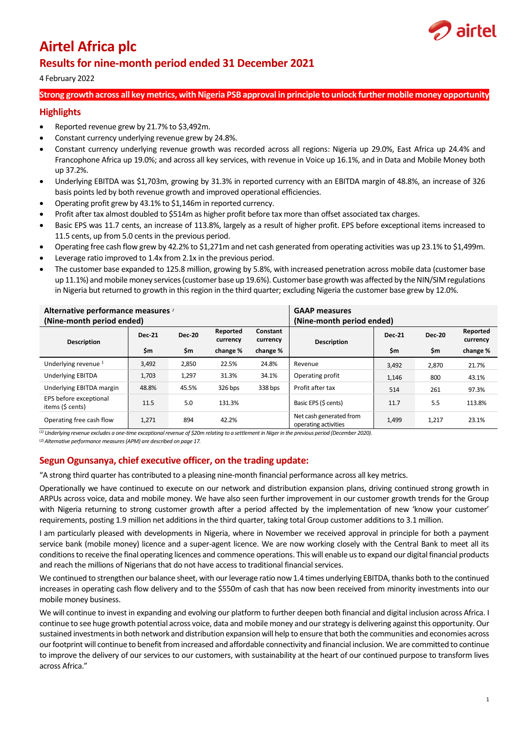# Airtel Africa plc

## Results for nine-month period ended 31 December 2021

4 February 2022

**Strong growth across all key metrics, with Nigeria PSB approval in principle to unlock further mobile money opportunity**

## Highlights

- Reported revenue grew by 21.7% to $3,492m.
- Constant currency underlying revenue grew by 24.8%.
- Constant currency underlying revenue growth was recorded across all regions: Nigeria up 29.0%, East Africa up 24.4% and Francophone Africa up 19.0%; and across all key services, with revenue in Voice up 16.1%, and in Data and Mobile Money both up 37.2%.
- Underlying EBITDA was $1,703m, growing by 31.3% in reported currency with an EBITDA margin of 48.8%, an increase of 326 basis points led by both revenue growth and improved operational efficiencies.
- Operating profit grew by 43.1% to $1,146m in reported currency.
- Profit after tax almost doubled to $514m as higher profit before tax more than offset associated tax charges.
- Basic EPS was 11.7 cents, an increase of 113.8%, largely as a result of higher profit. EPS before exceptional items increased to 11.5 cents, up from 5.0 cents in the previous period.
- Operating free cash flow grew by 42.2% to $1,271m and net cash generated from operating activities was up 23.1% to $1,499m.
- Leverage ratio improved to 1.4x from 2.1x in the previous period.
- The customer base expanded to 125.8 million, growing by 5.8%, with increased penetration across mobile data (customer base up 11.1%) and mobile money services (customer base up 19.6%). Customer base growth was affected by the NIN/SIM regulations in Nigeria but returned to growth in this region in the third quarter; excluding Nigeria the customer base grew by 12.0%.

| **Alternative performance measures** [2] **(Nine-month period ended)** | | | | | **GAAP measures (Nine-month period ended)** | | | |
|---|---|---|---|---|---|---|---|---|
| **Description** | **Dec-21** | **Dec-20** | **Reported currency** | **Constant currency** | **Description** | **Dec-21** | **Dec-20** | **Reported currency** |
| | **$m** | **$m** | **change %** | **change %** | | **$m** | **$m** | **change %** |
| Underlying revenue [1] | 3,492 | 2,850 | 22.5% | 24.8% | Revenue | 3,492 | 2,870 | 21.7% |
| Underlying EBITDA | 1,703 | 1,297 | 31.3% | 34.1% | Operating profit | 1,146 | 800 | 43.1% |
| Underlying EBITDA margin | 48.8% | 45.5% | 326 bps | 338 bps | Profit after tax | 514 | 261 | 97.3% |
| EPS before exceptional items ($ cents) | 11.5 | 5.0 | 131.3% | | Basic EPS ($ cents) | 11.7 | 5.5 | 113.8% |
| Operating free cash flow | 1,271 | 894 | 42.2% | | Net cash generated from operating activities | 1,499 | 1,217 | 23.1% |

*(1) Underlying revenue excludes a one-time exceptional revenue of $20m relating to a settlement in Niger in the previous period (December 2020).*
*(2) Alternative performance measures (APM) are described on page 17.*

## Segun Ogunsanya, chief executive officer, on the trading update:

"A strong third quarter has contributed to a pleasing nine-month financial performance across all key metrics.

Operationally we have continued to execute on our network and distribution expansion plans, driving continued strong growth in ARPUs across voice, data and mobile money. We have also seen further improvement in our customer growth trends for the Group with Nigeria returning to strong customer growth after a period affected by the implementation of new 'know your customer' requirements, posting 1.9 million net additions in the third quarter, taking total Group customer additions to 3.1 million.

I am particularly pleased with developments in Nigeria, where in November we received approval in principle for both a payment service bank (mobile money) licence and a super-agent licence. We are now working closely with the Central Bank to meet all its conditions to receive the final operating licences and commence operations. This will enable us to expand our digital financial products and reach the millions of Nigerians that do not have access to traditional financial services.

We continued to strengthen our balance sheet, with our leverage ratio now 1.4 times underlying EBITDA, thanks both to the continued increases in operating cash flow delivery and to the $550m of cash that has now been received from minority investments into our mobile money business.

We will continue to invest in expanding and evolving our platform to further deepen both financial and digital inclusion across Africa. I continue to see huge growth potential across voice, data and mobile money and our strategy is delivering against this opportunity. Our sustained investments in both network and distribution expansion will help to ensure that both the communities and economies across our footprint will continue to benefit from increased and affordable connectivity and financial inclusion. We are committed to continue to improve the delivery of our services to our customers, with sustainability at the heart of our continued purpose to transform lives across Africa."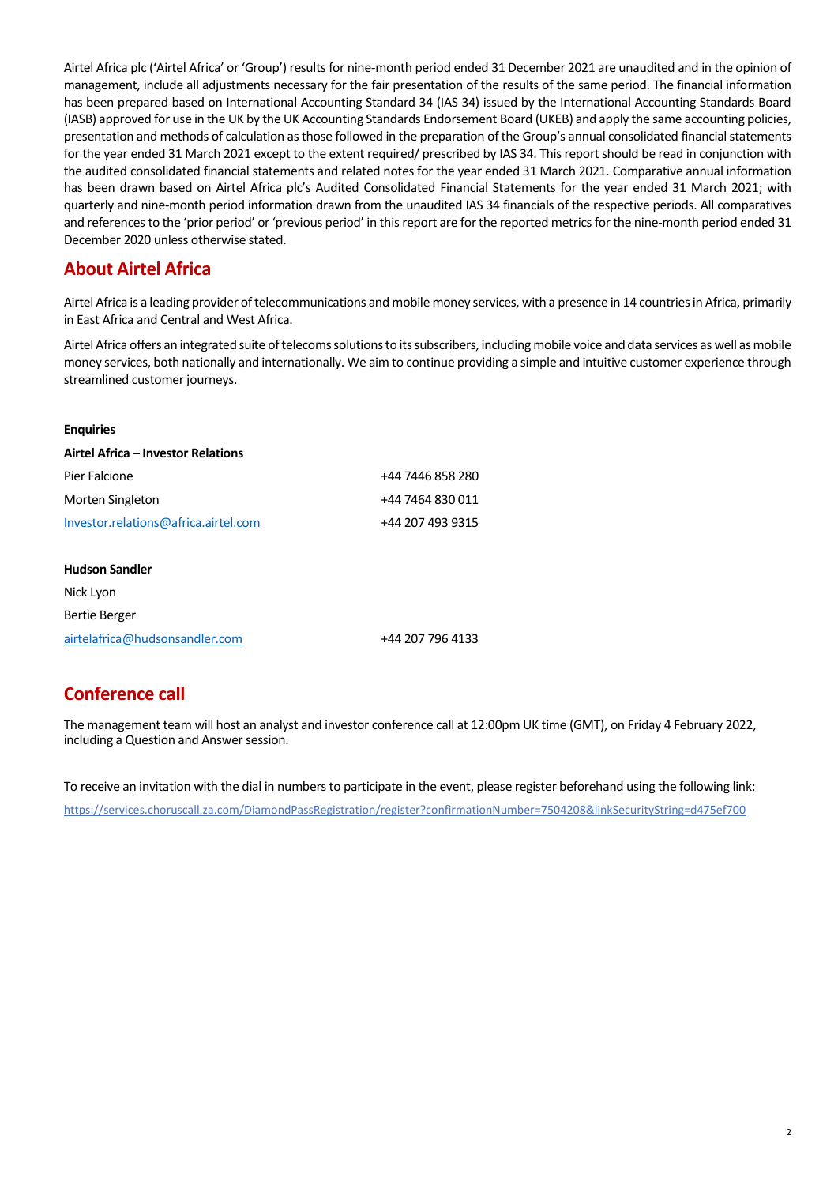Airtel Africa plc ('Airtel Africa' or 'Group') results for nine-month period ended 31 December 2021 are unaudited and in the opinion of management, include all adjustments necessary for the fair presentation of the results of the same period. The financial information has been prepared based on International Accounting Standard 34 (IAS 34) issued by the International Accounting Standards Board (IASB) approved for use in the UK by the UK Accounting Standards Endorsement Board (UKEB) and apply the same accounting policies, presentation and methods of calculation as those followed in the preparation of the Group's annual consolidated financial statements for the year ended 31 March 2021 except to the extent required/ prescribed by IAS 34. This report should be read in conjunction with the audited consolidated financial statements and related notes for the year ended 31 March 2021. Comparative annual information has been drawn based on Airtel Africa plc's Audited Consolidated Financial Statements for the year ended 31 March 2021; with quarterly and nine-month period information drawn from the unaudited IAS 34 financials of the respective periods. All comparatives and references to the 'prior period' or 'previous period' in this report are for the reported metrics for the nine-month period ended 31 December 2020 unless otherwise stated.

## About Airtel Africa

Airtel Africa is a leading provider of telecommunications and mobile money services, with a presence in 14 countries in Africa, primarily in East Africa and Central and West Africa.

Airtel Africa offers an integrated suite of telecoms solutions to its subscribers, including mobile voice and data services as well as mobile money services, both nationally and internationally. We aim to continue providing a simple and intuitive customer experience through streamlined customer journeys.

**Enquiries**

**Airtel Africa – Investor Relations**

| | |
|---|---|
| Pier Falcione | +44 7446 858 280 |
| Morten Singleton | +44 7464 830 011 |
| Investor.relations@africa.airtel.com | +44 207 493 9315 |

**Hudson Sandler**

| | |
|---|---|
| Nick Lyon | |
| Bertie Berger | |
| airtelafrica@hudsonsandler.com | +44 207 796 4133 |

## Conference call

The management team will host an analyst and investor conference call at 12:00pm UK time (GMT), on Friday 4 February 2022, including a Question and Answer session.

To receive an invitation with the dial in numbers to participate in the event, please register beforehand using the following link:

https://services.choruscall.za.com/DiamondPassRegistration/register?confirmationNumber=7504208&linkSecurityString=d475ef700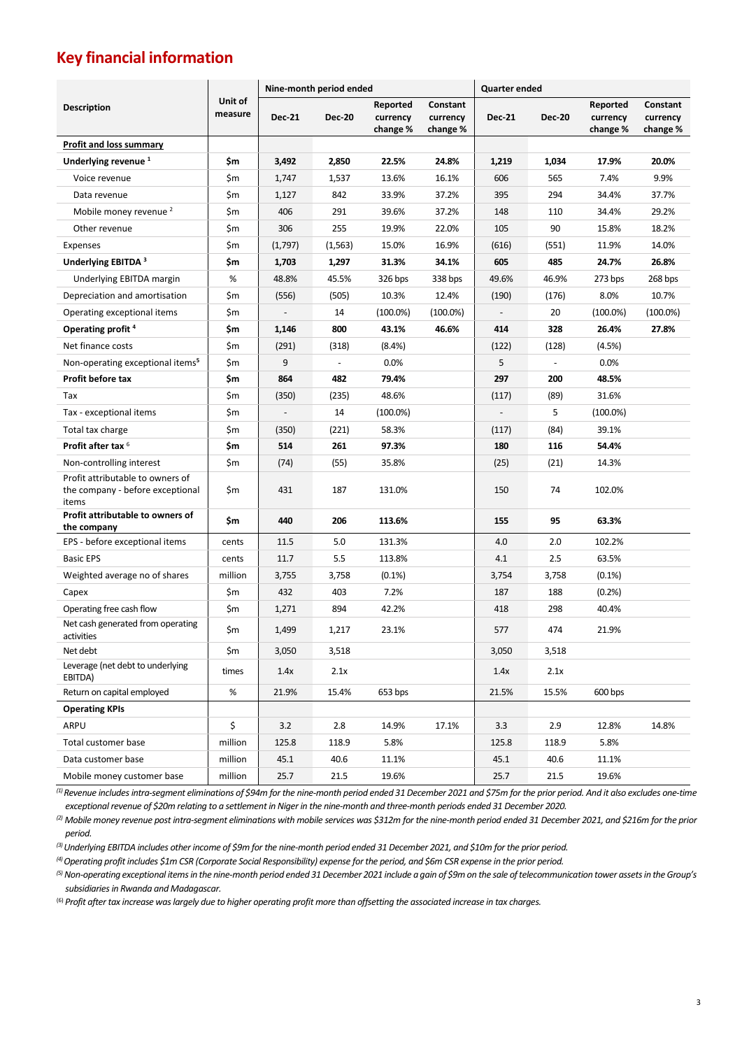## Key financial information

| Description | Unit of measure | Nine-month period ended | | | | Quarter ended | | | |
|---|---|---|---|---|---|---|---|---|---|
| | | Dec-21 | Dec-20 | Reported currency change % | Constant currency change % | Dec-21 | Dec-20 | Reported currency change % | Constant currency change % |
| **Profit and loss summary** | | | | | | | | | |
| **Underlying revenue** [1] | **$m** | **3,492** | **2,850** | **22.5%** | **24.8%** | **1,219** | **1,034** | **17.9%** | **20.0%** |
| Voice revenue | $m | 1,747 | 1,537 | 13.6% | 16.1% | 606 | 565 | 7.4% | 9.9% |
| Data revenue | $m | 1,127 | 842 | 33.9% | 37.2% | 395 | 294 | 34.4% | 37.7% |
| Mobile money revenue [2] | $m | 406 | 291 | 39.6% | 37.2% | 148 | 110 | 34.4% | 29.2% |
| Other revenue | $m | 306 | 255 | 19.9% | 22.0% | 105 | 90 | 15.8% | 18.2% |
| Expenses | $m | (1,797) | (1,563) | 15.0% | 16.9% | (616) | (551) | 11.9% | 14.0% |
| **Underlying EBITDA** [3] | **$m** | **1,703** | **1,297** | **31.3%** | **34.1%** | **605** | **485** | **24.7%** | **26.8%** |
| Underlying EBITDA margin | % | 48.8% | 45.5% | 326 bps | 338 bps | 49.6% | 46.9% | 273 bps | 268 bps |
| Depreciation and amortisation | $m | (556) | (505) | 10.3% | 12.4% | (190) | (176) | 8.0% | 10.7% |
| Operating exceptional items | $m | - | 14 | (100.0%) | (100.0%) | - | 20 | (100.0%) | (100.0%) |
| **Operating profit** [4] | **$m** | **1,146** | **800** | **43.1%** | **46.6%** | **414** | **328** | **26.4%** | **27.8%** |
| Net finance costs | $m | (291) | (318) | (8.4%) | | (122) | (128) | (4.5%) | |
| Non-operating exceptional items[5] | $m | 9 | - | 0.0% | | 5 | - | 0.0% | |
| **Profit before tax** | **$m** | **864** | **482** | **79.4%** | | **297** | **200** | **48.5%** | |
| Tax | $m | (350) | (235) | 48.6% | | (117) | (89) | 31.6% | |
| Tax - exceptional items | $m | - | 14 | (100.0%) | | - | 5 | (100.0%) | |
| Total tax charge | $m | (350) | (221) | 58.3% | | (117) | (84) | 39.1% | |
| **Profit after tax** [6] | **$m** | **514** | **261** | **97.3%** | | **180** | **116** | **54.4%** | |
| Non-controlling interest | $m | (74) | (55) | 35.8% | | (25) | (21) | 14.3% | |
| Profit attributable to owners of the company - before exceptional items | $m | 431 | 187 | 131.0% | | 150 | 74 | 102.0% | |
| **Profit attributable to owners of the company** | **$m** | **440** | **206** | **113.6%** | | **155** | **95** | **63.3%** | |
| EPS - before exceptional items | cents | 11.5 | 5.0 | 131.3% | | 4.0 | 2.0 | 102.2% | |
| Basic EPS | cents | 11.7 | 5.5 | 113.8% | | 4.1 | 2.5 | 63.5% | |
| Weighted average no of shares | million | 3,755 | 3,758 | (0.1%) | | 3,754 | 3,758 | (0.1%) | |
| Capex | $m | 432 | 403 | 7.2% | | 187 | 188 | (0.2%) | |
| Operating free cash flow | $m | 1,271 | 894 | 42.2% | | 418 | 298 | 40.4% | |
| Net cash generated from operating activities | $m | 1,499 | 1,217 | 23.1% | | 577 | 474 | 21.9% | |
| Net debt | $m | 3,050 | 3,518 | | | 3,050 | 3,518 | | |
| Leverage (net debt to underlying EBITDA) | times | 1.4x | 2.1x | | | 1.4x | 2.1x | | |
| Return on capital employed | % | 21.9% | 15.4% | 653 bps | | 21.5% | 15.5% | 600 bps | |
| **Operating KPIs** | | | | | | | | | |
| ARPU | $ | 3.2 | 2.8 | 14.9% | 17.1% | 3.3 | 2.9 | 12.8% | 14.8% |
| Total customer base | million | 125.8 | 118.9 | 5.8% | | 125.8 | 118.9 | 5.8% | |
| Data customer base | million | 45.1 | 40.6 | 11.1% | | 45.1 | 40.6 | 11.1% | |
| Mobile money customer base | million | 25.7 | 21.5 | 19.6% | | 25.7 | 21.5 | 19.6% | |

*(1) Revenue includes intra-segment eliminations of $94m for the nine-month period ended 31 December 2021 and $75m for the prior period. And it also excludes one-time exceptional revenue of $20m relating to a settlement in Niger in the nine-month and three-month periods ended 31 December 2020.*

*(2) Mobile money revenue post intra-segment eliminations with mobile services was $312m for the nine-month period ended 31 December 2021, and $216m for the prior period.*

*(3) Underlying EBITDA includes other income of $9m for the nine-month period ended 31 December 2021, and $10m for the prior period.*

*(4) Operating profit includes $1m CSR (Corporate Social Responsibility) expense for the period, and $6m CSR expense in the prior period.*

*(5) Non-operating exceptional items in the nine-month period ended 31 December 2021 include a gain of $9m on the sale of telecommunication tower assets in the Group's subsidiaries in Rwanda and Madagascar.*

*(6) Profit after tax increase was largely due to higher operating profit more than offsetting the associated increase in tax charges.*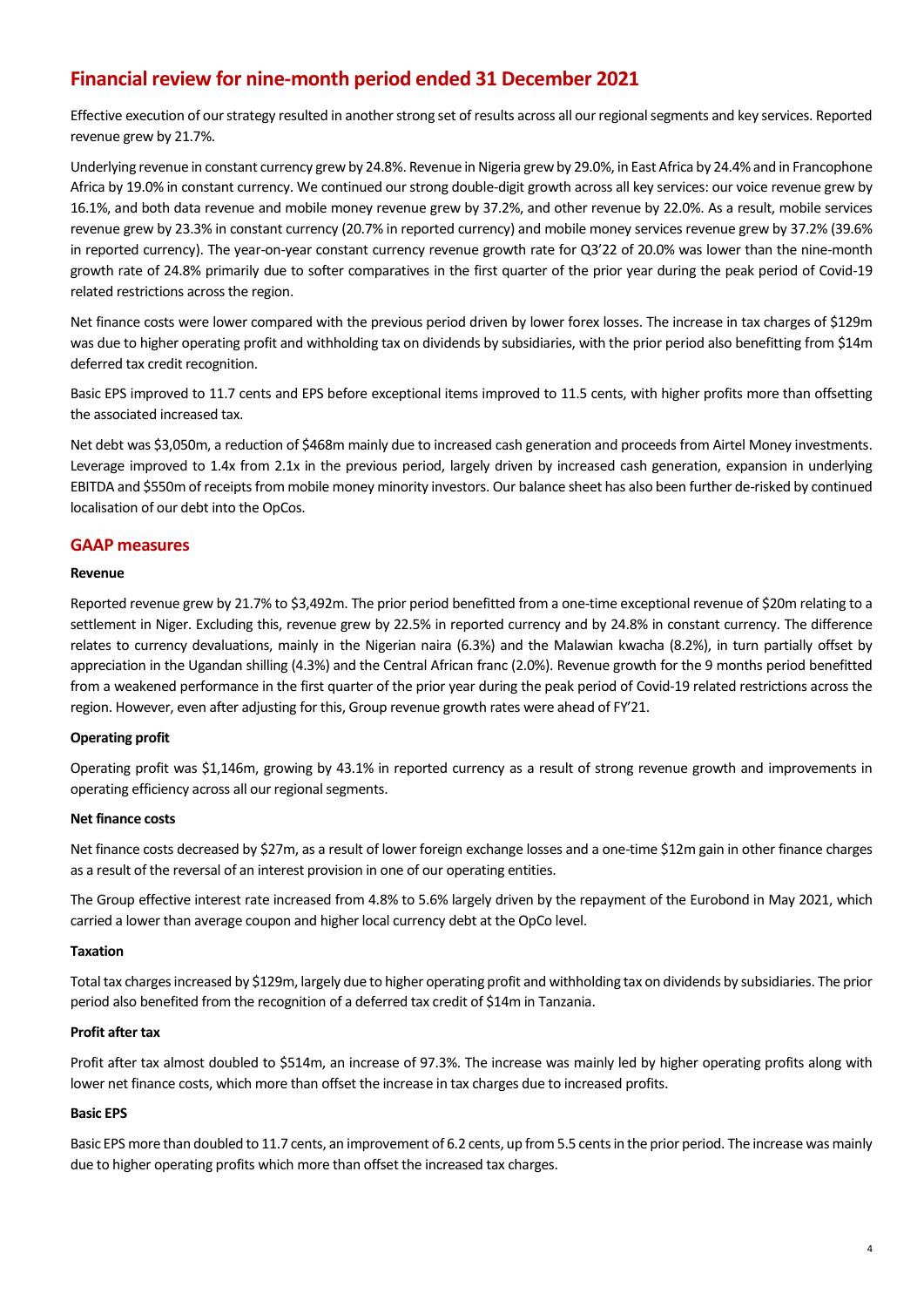# Financial review for nine-month period ended 31 December 2021

Effective execution of our strategy resulted in another strong set of results across all our regional segments and key services. Reported revenue grew by 21.7%.

Underlying revenue in constant currency grew by 24.8%. Revenue in Nigeria grew by 29.0%, in East Africa by 24.4% and in Francophone Africa by 19.0% in constant currency. We continued our strong double-digit growth across all key services: our voice revenue grew by 16.1%, and both data revenue and mobile money revenue grew by 37.2%, and other revenue by 22.0%. As a result, mobile services revenue grew by 23.3% in constant currency (20.7% in reported currency) and mobile money services revenue grew by 37.2% (39.6% in reported currency). The year-on-year constant currency revenue growth rate for Q3'22 of 20.0% was lower than the nine-month growth rate of 24.8% primarily due to softer comparatives in the first quarter of the prior year during the peak period of Covid-19 related restrictions across the region.

Net finance costs were lower compared with the previous period driven by lower forex losses. The increase in tax charges of $129m was due to higher operating profit and withholding tax on dividends by subsidiaries, with the prior period also benefitting from $14m deferred tax credit recognition.

Basic EPS improved to 11.7 cents and EPS before exceptional items improved to 11.5 cents, with higher profits more than offsetting the associated increased tax.

Net debt was $3,050m, a reduction of $468m mainly due to increased cash generation and proceeds from Airtel Money investments. Leverage improved to 1.4x from 2.1x in the previous period, largely driven by increased cash generation, expansion in underlying EBITDA and $550m of receipts from mobile money minority investors. Our balance sheet has also been further de-risked by continued localisation of our debt into the OpCos.

## GAAP measures

**Revenue**

Reported revenue grew by 21.7% to $3,492m. The prior period benefitted from a one-time exceptional revenue of $20m relating to a settlement in Niger. Excluding this, revenue grew by 22.5% in reported currency and by 24.8% in constant currency. The difference relates to currency devaluations, mainly in the Nigerian naira (6.3%) and the Malawian kwacha (8.2%), in turn partially offset by appreciation in the Ugandan shilling (4.3%) and the Central African franc (2.0%). Revenue growth for the 9 months period benefitted from a weakened performance in the first quarter of the prior year during the peak period of Covid-19 related restrictions across the region. However, even after adjusting for this, Group revenue growth rates were ahead of FY'21.

**Operating profit**

Operating profit was $1,146m, growing by 43.1% in reported currency as a result of strong revenue growth and improvements in operating efficiency across all our regional segments.

**Net finance costs**

Net finance costs decreased by $27m, as a result of lower foreign exchange losses and a one-time $12m gain in other finance charges as a result of the reversal of an interest provision in one of our operating entities.

The Group effective interest rate increased from 4.8% to 5.6% largely driven by the repayment of the Eurobond in May 2021, which carried a lower than average coupon and higher local currency debt at the OpCo level.

**Taxation**

Total tax charges increased by $129m, largely due to higher operating profit and withholding tax on dividends by subsidiaries. The prior period also benefited from the recognition of a deferred tax credit of $14m in Tanzania.

**Profit after tax**

Profit after tax almost doubled to $514m, an increase of 97.3%. The increase was mainly led by higher operating profits along with lower net finance costs, which more than offset the increase in tax charges due to increased profits.

**Basic EPS**

Basic EPS more than doubled to 11.7 cents, an improvement of 6.2 cents, up from 5.5 cents in the prior period. The increase was mainly due to higher operating profits which more than offset the increased tax charges.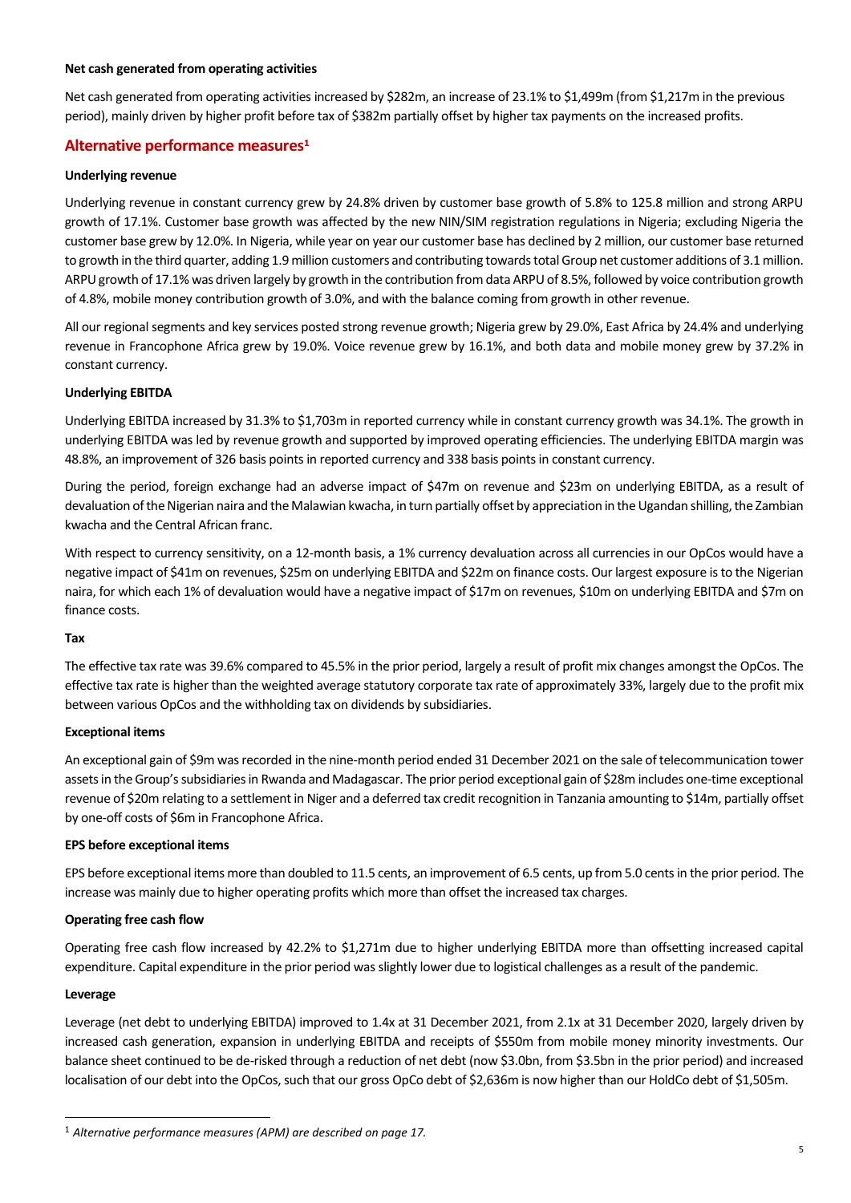**Net cash generated from operating activities**

Net cash generated from operating activities increased by $282m, an increase of 23.1% to $1,499m (from $1,217m in the previous period), mainly driven by higher profit before tax of $382m partially offset by higher tax payments on the increased profits.

## Alternative performance measures[1]

**Underlying revenue**

Underlying revenue in constant currency grew by 24.8% driven by customer base growth of 5.8% to 125.8 million and strong ARPU growth of 17.1%. Customer base growth was affected by the new NIN/SIM registration regulations in Nigeria; excluding Nigeria the customer base grew by 12.0%. In Nigeria, while year on year our customer base has declined by 2 million, our customer base returned to growth in the third quarter, adding 1.9 million customers and contributing towards total Group net customer additions of 3.1 million. ARPU growth of 17.1% was driven largely by growth in the contribution from data ARPU of 8.5%, followed by voice contribution growth of 4.8%, mobile money contribution growth of 3.0%, and with the balance coming from growth in other revenue.

All our regional segments and key services posted strong revenue growth; Nigeria grew by 29.0%, East Africa by 24.4% and underlying revenue in Francophone Africa grew by 19.0%. Voice revenue grew by 16.1%, and both data and mobile money grew by 37.2% in constant currency.

**Underlying EBITDA**

Underlying EBITDA increased by 31.3% to $1,703m in reported currency while in constant currency growth was 34.1%. The growth in underlying EBITDA was led by revenue growth and supported by improved operating efficiencies. The underlying EBITDA margin was 48.8%, an improvement of 326 basis points in reported currency and 338 basis points in constant currency.

During the period, foreign exchange had an adverse impact of $47m on revenue and $23m on underlying EBITDA, as a result of devaluation of the Nigerian naira and the Malawian kwacha, in turn partially offset by appreciation in the Ugandan shilling, the Zambian kwacha and the Central African franc.

With respect to currency sensitivity, on a 12-month basis, a 1% currency devaluation across all currencies in our OpCos would have a negative impact of $41m on revenues, $25m on underlying EBITDA and $22m on finance costs. Our largest exposure is to the Nigerian naira, for which each 1% of devaluation would have a negative impact of $17m on revenues, $10m on underlying EBITDA and $7m on finance costs.

**Tax**

The effective tax rate was 39.6% compared to 45.5% in the prior period, largely a result of profit mix changes amongst the OpCos. The effective tax rate is higher than the weighted average statutory corporate tax rate of approximately 33%, largely due to the profit mix between various OpCos and the withholding tax on dividends by subsidiaries.

**Exceptional items**

An exceptional gain of $9m was recorded in the nine-month period ended 31 December 2021 on the sale of telecommunication tower assets in the Group's subsidiaries in Rwanda and Madagascar. The prior period exceptional gain of $28m includes one-time exceptional revenue of $20m relating to a settlement in Niger and a deferred tax credit recognition in Tanzania amounting to $14m, partially offset by one-off costs of $6m in Francophone Africa.

**EPS before exceptional items**

EPS before exceptional items more than doubled to 11.5 cents, an improvement of 6.5 cents, up from 5.0 cents in the prior period. The increase was mainly due to higher operating profits which more than offset the increased tax charges.

**Operating free cash flow**

Operating free cash flow increased by 42.2% to $1,271m due to higher underlying EBITDA more than offsetting increased capital expenditure. Capital expenditure in the prior period was slightly lower due to logistical challenges as a result of the pandemic.

**Leverage**

Leverage (net debt to underlying EBITDA) improved to 1.4x at 31 December 2021, from 2.1x at 31 December 2020, largely driven by increased cash generation, expansion in underlying EBITDA and receipts of $550m from mobile money minority investments. Our balance sheet continued to be de-risked through a reduction of net debt (now $3.0bn, from $3.5bn in the prior period) and increased localisation of our debt into the OpCos, such that our gross OpCo debt of $2,636m is now higher than our HoldCo debt of $1,505m.

---

[1] *Alternative performance measures (APM) are described on page 17.*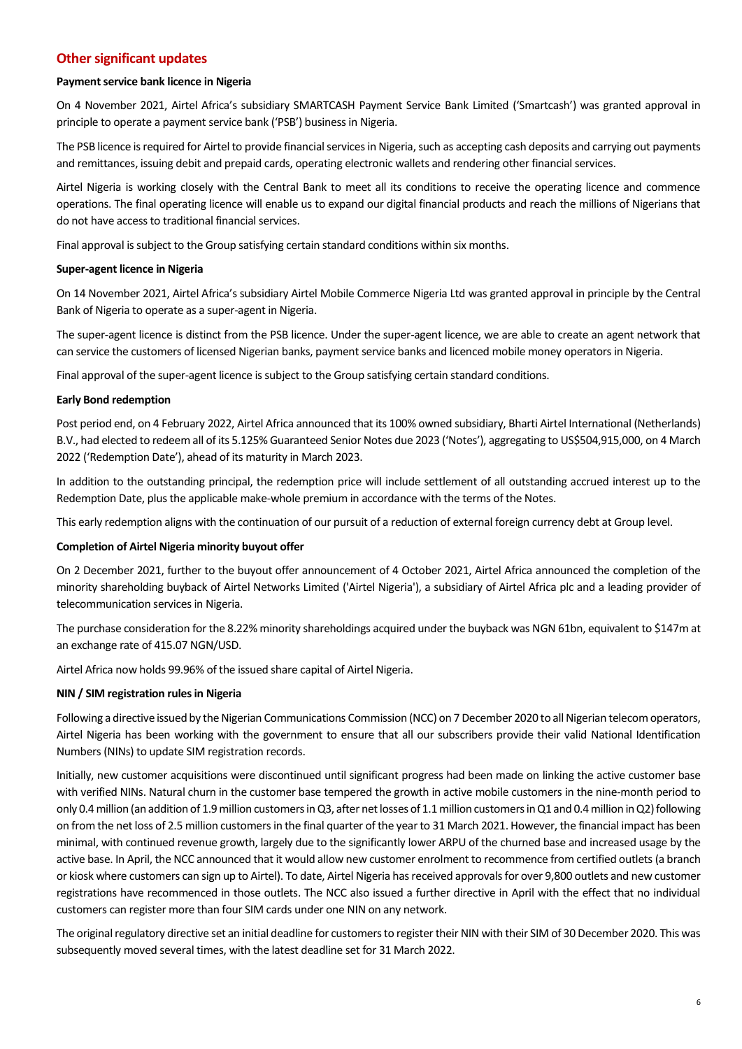## Other significant updates

**Payment service bank licence in Nigeria**

On 4 November 2021, Airtel Africa's subsidiary SMARTCASH Payment Service Bank Limited ('Smartcash') was granted approval in principle to operate a payment service bank ('PSB') business in Nigeria.

The PSB licence is required for Airtel to provide financial services in Nigeria, such as accepting cash deposits and carrying out payments and remittances, issuing debit and prepaid cards, operating electronic wallets and rendering other financial services.

Airtel Nigeria is working closely with the Central Bank to meet all its conditions to receive the operating licence and commence operations. The final operating licence will enable us to expand our digital financial products and reach the millions of Nigerians that do not have access to traditional financial services.

Final approval is subject to the Group satisfying certain standard conditions within six months.

**Super-agent licence in Nigeria**

On 14 November 2021, Airtel Africa's subsidiary Airtel Mobile Commerce Nigeria Ltd was granted approval in principle by the Central Bank of Nigeria to operate as a super-agent in Nigeria.

The super-agent licence is distinct from the PSB licence. Under the super-agent licence, we are able to create an agent network that can service the customers of licensed Nigerian banks, payment service banks and licenced mobile money operators in Nigeria.

Final approval of the super-agent licence is subject to the Group satisfying certain standard conditions.

**Early Bond redemption**

Post period end, on 4 February 2022, Airtel Africa announced that its 100% owned subsidiary, Bharti Airtel International (Netherlands) B.V., had elected to redeem all of its 5.125% Guaranteed Senior Notes due 2023 ('Notes'), aggregating to US$504,915,000, on 4 March 2022 ('Redemption Date'), ahead of its maturity in March 2023.

In addition to the outstanding principal, the redemption price will include settlement of all outstanding accrued interest up to the Redemption Date, plus the applicable make-whole premium in accordance with the terms of the Notes.

This early redemption aligns with the continuation of our pursuit of a reduction of external foreign currency debt at Group level.

**Completion of Airtel Nigeria minority buyout offer**

On 2 December 2021, further to the buyout offer announcement of 4 October 2021, Airtel Africa announced the completion of the minority shareholding buyback of Airtel Networks Limited ('Airtel Nigeria'), a subsidiary of Airtel Africa plc and a leading provider of telecommunication services in Nigeria.

The purchase consideration for the 8.22% minority shareholdings acquired under the buyback was NGN 61bn, equivalent to $147m at an exchange rate of 415.07 NGN/USD.

Airtel Africa now holds 99.96% of the issued share capital of Airtel Nigeria.

**NIN / SIM registration rules in Nigeria**

Following a directive issued by the Nigerian Communications Commission (NCC) on 7 December 2020 to all Nigerian telecom operators, Airtel Nigeria has been working with the government to ensure that all our subscribers provide their valid National Identification Numbers (NINs) to update SIM registration records.

Initially, new customer acquisitions were discontinued until significant progress had been made on linking the active customer base with verified NINs. Natural churn in the customer base tempered the growth in active mobile customers in the nine-month period to only 0.4 million (an addition of 1.9 million customers in Q3, after net losses of 1.1 million customers in Q1 and 0.4 million in Q2) following on from the net loss of 2.5 million customers in the final quarter of the year to 31 March 2021. However, the financial impact has been minimal, with continued revenue growth, largely due to the significantly lower ARPU of the churned base and increased usage by the active base. In April, the NCC announced that it would allow new customer enrolment to recommence from certified outlets (a branch or kiosk where customers can sign up to Airtel). To date, Airtel Nigeria has received approvals for over 9,800 outlets and new customer registrations have recommenced in those outlets. The NCC also issued a further directive in April with the effect that no individual customers can register more than four SIM cards under one NIN on any network.

The original regulatory directive set an initial deadline for customers to register their NIN with their SIM of 30 December 2020. This was subsequently moved several times, with the latest deadline set for 31 March 2022.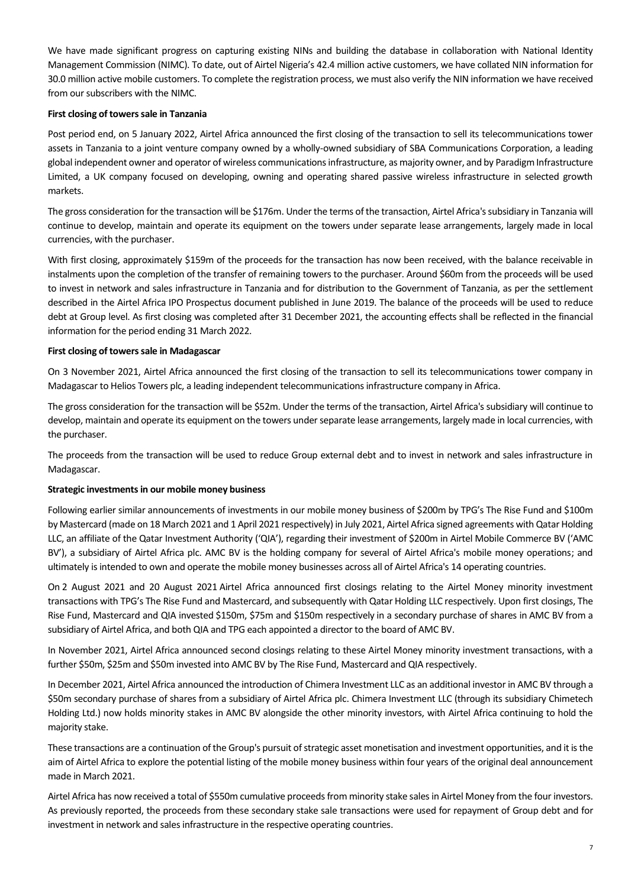We have made significant progress on capturing existing NINs and building the database in collaboration with National Identity Management Commission (NIMC). To date, out of Airtel Nigeria's 42.4 million active customers, we have collated NIN information for 30.0 million active mobile customers. To complete the registration process, we must also verify the NIN information we have received from our subscribers with the NIMC.

**First closing of towers sale in Tanzania**

Post period end, on 5 January 2022, Airtel Africa announced the first closing of the transaction to sell its telecommunications tower assets in Tanzania to a joint venture company owned by a wholly-owned subsidiary of SBA Communications Corporation, a leading global independent owner and operator of wireless communications infrastructure, as majority owner, and by Paradigm Infrastructure Limited, a UK company focused on developing, owning and operating shared passive wireless infrastructure in selected growth markets.

The gross consideration for the transaction will be $176m. Under the terms of the transaction, Airtel Africa's subsidiary in Tanzania will continue to develop, maintain and operate its equipment on the towers under separate lease arrangements, largely made in local currencies, with the purchaser.

With first closing, approximately $159m of the proceeds for the transaction has now been received, with the balance receivable in instalments upon the completion of the transfer of remaining towers to the purchaser. Around $60m from the proceeds will be used to invest in network and sales infrastructure in Tanzania and for distribution to the Government of Tanzania, as per the settlement described in the Airtel Africa IPO Prospectus document published in June 2019. The balance of the proceeds will be used to reduce debt at Group level. As first closing was completed after 31 December 2021, the accounting effects shall be reflected in the financial information for the period ending 31 March 2022.

**First closing of towers sale in Madagascar**

On 3 November 2021, Airtel Africa announced the first closing of the transaction to sell its telecommunications tower company in Madagascar to Helios Towers plc, a leading independent telecommunications infrastructure company in Africa.

The gross consideration for the transaction will be $52m. Under the terms of the transaction, Airtel Africa's subsidiary will continue to develop, maintain and operate its equipment on the towers under separate lease arrangements, largely made in local currencies, with the purchaser.

The proceeds from the transaction will be used to reduce Group external debt and to invest in network and sales infrastructure in Madagascar.

**Strategic investments in our mobile money business**

Following earlier similar announcements of investments in our mobile money business of $200m by TPG's The Rise Fund and $100m by Mastercard (made on 18 March 2021 and 1 April 2021 respectively) in July 2021, Airtel Africa signed agreements with Qatar Holding LLC, an affiliate of the Qatar Investment Authority ('QIA'), regarding their investment of $200m in Airtel Mobile Commerce BV ('AMC BV'), a subsidiary of Airtel Africa plc. AMC BV is the holding company for several of Airtel Africa's mobile money operations; and ultimately is intended to own and operate the mobile money businesses across all of Airtel Africa's 14 operating countries.

On 2 August 2021 and 20 August 2021 Airtel Africa announced first closings relating to the Airtel Money minority investment transactions with TPG's The Rise Fund and Mastercard, and subsequently with Qatar Holding LLC respectively. Upon first closings, The Rise Fund, Mastercard and QIA invested $150m, $75m and $150m respectively in a secondary purchase of shares in AMC BV from a subsidiary of Airtel Africa, and both QIA and TPG each appointed a director to the board of AMC BV.

In November 2021, Airtel Africa announced second closings relating to these Airtel Money minority investment transactions, with a further $50m, $25m and $50m invested into AMC BV by The Rise Fund, Mastercard and QIA respectively.

In December 2021, Airtel Africa announced the introduction of Chimera Investment LLC as an additional investor in AMC BV through a $50m secondary purchase of shares from a subsidiary of Airtel Africa plc. Chimera Investment LLC (through its subsidiary Chimetech Holding Ltd.) now holds minority stakes in AMC BV alongside the other minority investors, with Airtel Africa continuing to hold the majority stake.

These transactions are a continuation of the Group's pursuit of strategic asset monetisation and investment opportunities, and it is the aim of Airtel Africa to explore the potential listing of the mobile money business within four years of the original deal announcement made in March 2021.

Airtel Africa has now received a total of $550m cumulative proceeds from minority stake sales in Airtel Money from the four investors. As previously reported, the proceeds from these secondary stake sale transactions were used for repayment of Group debt and for investment in network and sales infrastructure in the respective operating countries.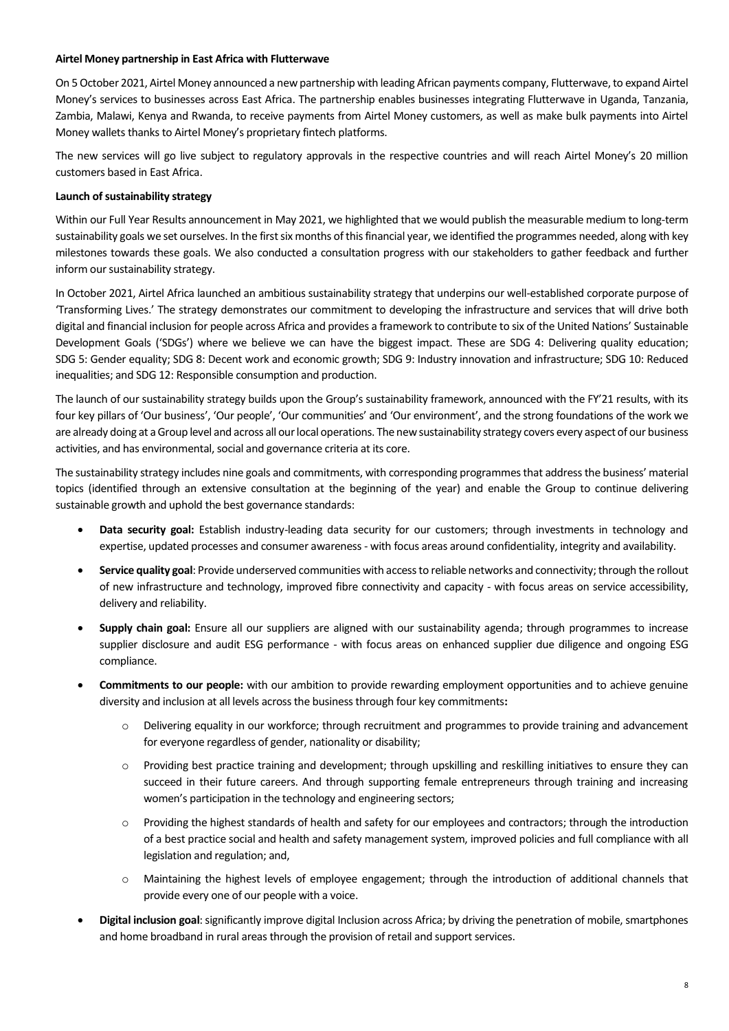**Airtel Money partnership in East Africa with Flutterwave**

On 5 October 2021, Airtel Money announced a new partnership with leading African payments company, Flutterwave, to expand Airtel Money's services to businesses across East Africa. The partnership enables businesses integrating Flutterwave in Uganda, Tanzania, Zambia, Malawi, Kenya and Rwanda, to receive payments from Airtel Money customers, as well as make bulk payments into Airtel Money wallets thanks to Airtel Money's proprietary fintech platforms.

The new services will go live subject to regulatory approvals in the respective countries and will reach Airtel Money's 20 million customers based in East Africa.

**Launch of sustainability strategy**

Within our Full Year Results announcement in May 2021, we highlighted that we would publish the measurable medium to long-term sustainability goals we set ourselves. In the first six months of this financial year, we identified the programmes needed, along with key milestones towards these goals. We also conducted a consultation progress with our stakeholders to gather feedback and further inform our sustainability strategy.

In October 2021, Airtel Africa launched an ambitious sustainability strategy that underpins our well-established corporate purpose of 'Transforming Lives.' The strategy demonstrates our commitment to developing the infrastructure and services that will drive both digital and financial inclusion for people across Africa and provides a framework to contribute to six of the United Nations' Sustainable Development Goals ('SDGs') where we believe we can have the biggest impact. These are SDG 4: Delivering quality education; SDG 5: Gender equality; SDG 8: Decent work and economic growth; SDG 9: Industry innovation and infrastructure; SDG 10: Reduced inequalities; and SDG 12: Responsible consumption and production.

The launch of our sustainability strategy builds upon the Group's sustainability framework, announced with the FY'21 results, with its four key pillars of 'Our business', 'Our people', 'Our communities' and 'Our environment', and the strong foundations of the work we are already doing at a Group level and across all our local operations. The new sustainability strategy covers every aspect of our business activities, and has environmental, social and governance criteria at its core.

The sustainability strategy includes nine goals and commitments, with corresponding programmes that address the business' material topics (identified through an extensive consultation at the beginning of the year) and enable the Group to continue delivering sustainable growth and uphold the best governance standards:

- **Data security goal:** Establish industry-leading data security for our customers; through investments in technology and expertise, updated processes and consumer awareness - with focus areas around confidentiality, integrity and availability.
- **Service quality goal**: Provide underserved communities with access to reliable networks and connectivity; through the rollout of new infrastructure and technology, improved fibre connectivity and capacity - with focus areas on service accessibility, delivery and reliability.
- **Supply chain goal:** Ensure all our suppliers are aligned with our sustainability agenda; through programmes to increase supplier disclosure and audit ESG performance - with focus areas on enhanced supplier due diligence and ongoing ESG compliance.
- **Commitments to our people:** with our ambition to provide rewarding employment opportunities and to achieve genuine diversity and inclusion at all levels across the business through four key commitments**:**
  - Delivering equality in our workforce; through recruitment and programmes to provide training and advancement for everyone regardless of gender, nationality or disability;
  - Providing best practice training and development; through upskilling and reskilling initiatives to ensure they can succeed in their future careers. And through supporting female entrepreneurs through training and increasing women's participation in the technology and engineering sectors;
  - Providing the highest standards of health and safety for our employees and contractors; through the introduction of a best practice social and health and safety management system, improved policies and full compliance with all legislation and regulation; and,
  - Maintaining the highest levels of employee engagement; through the introduction of additional channels that provide every one of our people with a voice.
- **Digital inclusion goal**: significantly improve digital Inclusion across Africa; by driving the penetration of mobile, smartphones and home broadband in rural areas through the provision of retail and support services.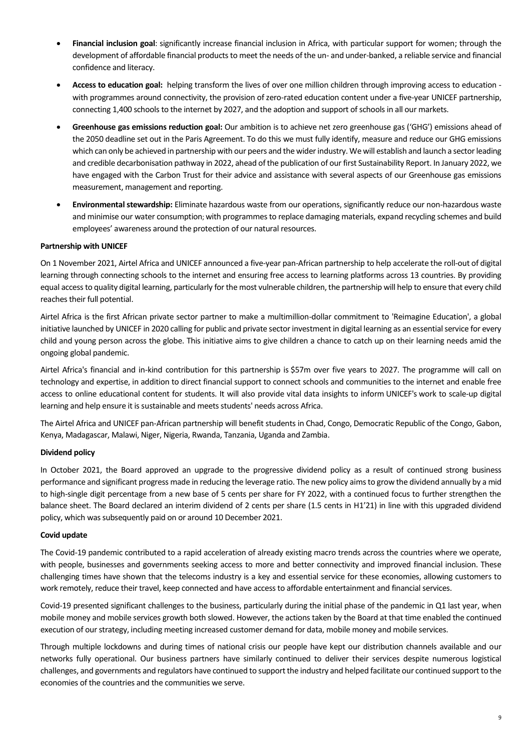- **Financial inclusion goal**: significantly increase financial inclusion in Africa, with particular support for women; through the development of affordable financial products to meet the needs of the un- and under-banked, a reliable service and financial confidence and literacy.
- **Access to education goal:** helping transform the lives of over one million children through improving access to education - with programmes around connectivity, the provision of zero-rated education content under a five-year UNICEF partnership, connecting 1,400 schools to the internet by 2027, and the adoption and support of schools in all our markets.
- **Greenhouse gas emissions reduction goal:** Our ambition is to achieve net zero greenhouse gas ('GHG') emissions ahead of the 2050 deadline set out in the Paris Agreement. To do this we must fully identify, measure and reduce our GHG emissions which can only be achieved in partnership with our peers and the wider industry. We will establish and launch a sector leading and credible decarbonisation pathway in 2022, ahead of the publication of our first Sustainability Report. In January 2022, we have engaged with the Carbon Trust for their advice and assistance with several aspects of our Greenhouse gas emissions measurement, management and reporting.
- **Environmental stewardship:** Eliminate hazardous waste from our operations, significantly reduce our non-hazardous waste and minimise our water consumption; with programmes to replace damaging materials, expand recycling schemes and build employees' awareness around the protection of our natural resources.

**Partnership with UNICEF**

On 1 November 2021, Airtel Africa and UNICEF announced a five-year pan-African partnership to help accelerate the roll-out of digital learning through connecting schools to the internet and ensuring free access to learning platforms across 13 countries. By providing equal access to quality digital learning, particularly for the most vulnerable children, the partnership will help to ensure that every child reaches their full potential.

Airtel Africa is the first African private sector partner to make a multimillion-dollar commitment to 'Reimagine Education', a global initiative launched by UNICEF in 2020 calling for public and private sector investment in digital learning as an essential service for every child and young person across the globe. This initiative aims to give children a chance to catch up on their learning needs amid the ongoing global pandemic.

Airtel Africa's financial and in-kind contribution for this partnership is $57m over five years to 2027. The programme will call on technology and expertise, in addition to direct financial support to connect schools and communities to the internet and enable free access to online educational content for students. It will also provide vital data insights to inform UNICEF's work to scale-up digital learning and help ensure it is sustainable and meets students' needs across Africa.

The Airtel Africa and UNICEF pan-African partnership will benefit students in Chad, Congo, Democratic Republic of the Congo, Gabon, Kenya, Madagascar, Malawi, Niger, Nigeria, Rwanda, Tanzania, Uganda and Zambia.

**Dividend policy**

In October 2021, the Board approved an upgrade to the progressive dividend policy as a result of continued strong business performance and significant progress made in reducing the leverage ratio. The new policy aims to grow the dividend annually by a mid to high-single digit percentage from a new base of 5 cents per share for FY 2022, with a continued focus to further strengthen the balance sheet. The Board declared an interim dividend of 2 cents per share (1.5 cents in H1'21) in line with this upgraded dividend policy, which was subsequently paid on or around 10 December 2021.

**Covid update**

The Covid-19 pandemic contributed to a rapid acceleration of already existing macro trends across the countries where we operate, with people, businesses and governments seeking access to more and better connectivity and improved financial inclusion. These challenging times have shown that the telecoms industry is a key and essential service for these economies, allowing customers to work remotely, reduce their travel, keep connected and have access to affordable entertainment and financial services.

Covid-19 presented significant challenges to the business, particularly during the initial phase of the pandemic in Q1 last year, when mobile money and mobile services growth both slowed. However, the actions taken by the Board at that time enabled the continued execution of our strategy, including meeting increased customer demand for data, mobile money and mobile services.

Through multiple lockdowns and during times of national crisis our people have kept our distribution channels available and our networks fully operational. Our business partners have similarly continued to deliver their services despite numerous logistical challenges, and governments and regulators have continued to support the industry and helped facilitate our continued support to the economies of the countries and the communities we serve.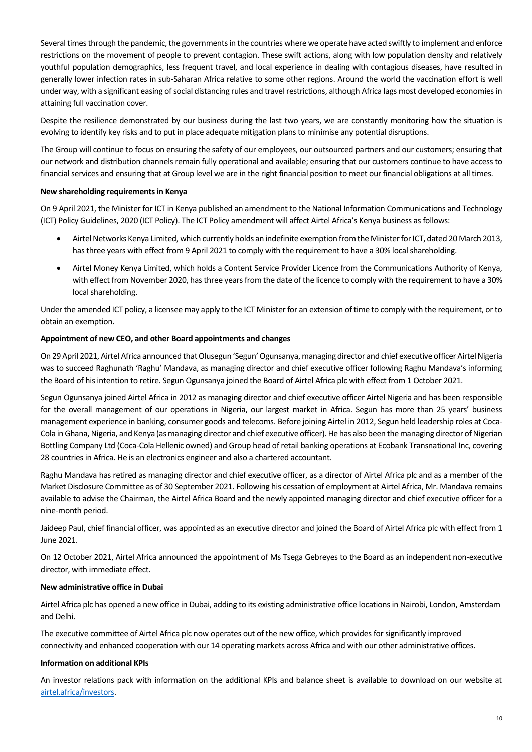Several times through the pandemic, the governments in the countries where we operate have acted swiftly to implement and enforce restrictions on the movement of people to prevent contagion. These swift actions, along with low population density and relatively youthful population demographics, less frequent travel, and local experience in dealing with contagious diseases, have resulted in generally lower infection rates in sub-Saharan Africa relative to some other regions. Around the world the vaccination effort is well under way, with a significant easing of social distancing rules and travel restrictions, although Africa lags most developed economies in attaining full vaccination cover.

Despite the resilience demonstrated by our business during the last two years, we are constantly monitoring how the situation is evolving to identify key risks and to put in place adequate mitigation plans to minimise any potential disruptions.

The Group will continue to focus on ensuring the safety of our employees, our outsourced partners and our customers; ensuring that our network and distribution channels remain fully operational and available; ensuring that our customers continue to have access to financial services and ensuring that at Group level we are in the right financial position to meet our financial obligations at all times.

**New shareholding requirements in Kenya**

On 9 April 2021, the Minister for ICT in Kenya published an amendment to the National Information Communications and Technology (ICT) Policy Guidelines, 2020 (ICT Policy). The ICT Policy amendment will affect Airtel Africa's Kenya business as follows:

- Airtel Networks Kenya Limited, which currently holds an indefinite exemption from the Minister for ICT, dated 20 March 2013, has three years with effect from 9 April 2021 to comply with the requirement to have a 30% local shareholding.
- Airtel Money Kenya Limited, which holds a Content Service Provider Licence from the Communications Authority of Kenya, with effect from November 2020, has three years from the date of the licence to comply with the requirement to have a 30% local shareholding.

Under the amended ICT policy, a licensee may apply to the ICT Minister for an extension of time to comply with the requirement, or to obtain an exemption.

**Appointment of new CEO, and other Board appointments and changes**

On 29 April 2021, Airtel Africa announced that Olusegun 'Segun' Ogunsanya, managing director and chief executive officer Airtel Nigeria was to succeed Raghunath 'Raghu' Mandava, as managing director and chief executive officer following Raghu Mandava's informing the Board of his intention to retire. Segun Ogunsanya joined the Board of Airtel Africa plc with effect from 1 October 2021.

Segun Ogunsanya joined Airtel Africa in 2012 as managing director and chief executive officer Airtel Nigeria and has been responsible for the overall management of our operations in Nigeria, our largest market in Africa. Segun has more than 25 years' business management experience in banking, consumer goods and telecoms. Before joining Airtel in 2012, Segun held leadership roles at Coca-Cola in Ghana, Nigeria, and Kenya (as managing director and chief executive officer). He has also been the managing director of Nigerian Bottling Company Ltd (Coca-Cola Hellenic owned) and Group head of retail banking operations at Ecobank Transnational Inc, covering 28 countries in Africa. He is an electronics engineer and also a chartered accountant.

Raghu Mandava has retired as managing director and chief executive officer, as a director of Airtel Africa plc and as a member of the Market Disclosure Committee as of 30 September 2021. Following his cessation of employment at Airtel Africa, Mr. Mandava remains available to advise the Chairman, the Airtel Africa Board and the newly appointed managing director and chief executive officer for a nine-month period.

Jaideep Paul, chief financial officer, was appointed as an executive director and joined the Board of Airtel Africa plc with effect from 1 June 2021.

On 12 October 2021, Airtel Africa announced the appointment of Ms Tsega Gebreyes to the Board as an independent non-executive director, with immediate effect.

**New administrative office in Dubai**

Airtel Africa plc has opened a new office in Dubai, adding to its existing administrative office locations in Nairobi, London, Amsterdam and Delhi.

The executive committee of Airtel Africa plc now operates out of the new office, which provides for significantly improved connectivity and enhanced cooperation with our 14 operating markets across Africa and with our other administrative offices.

**Information on additional KPIs**

An investor relations pack with information on the additional KPIs and balance sheet is available to download on our website at airtel.africa/investors.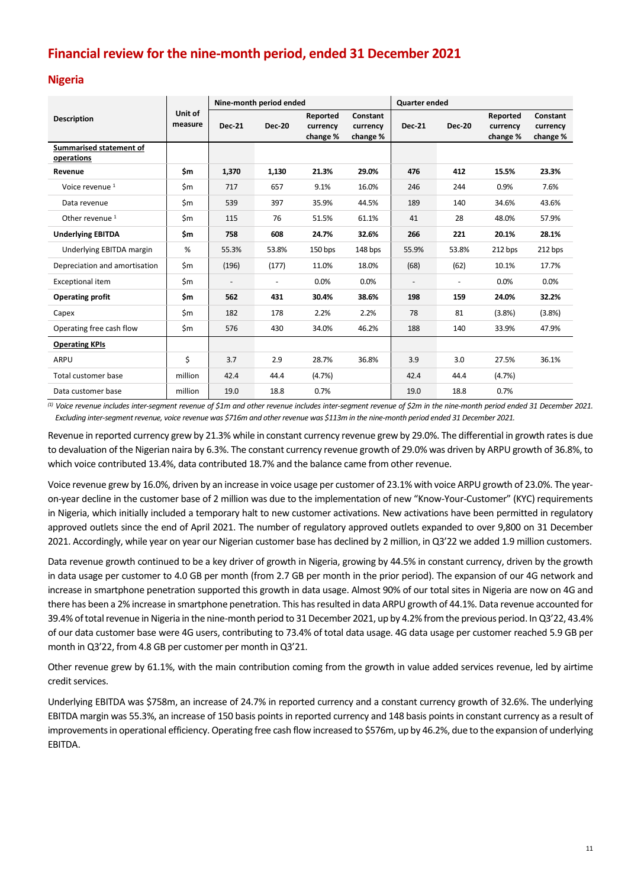# Financial review for the nine-month period, ended 31 December 2021

## Nigeria

| Description | Unit of measure | Nine-month period ended | | | | Quarter ended | | | |
|---|---|---|---|---|---|---|---|---|---|
| | | Dec-21 | Dec-20 | Reported currency change % | Constant currency change % | Dec-21 | Dec-20 | Reported currency change % | Constant currency change % |
| **Summarised statement of operations** | | | | | | | | | |
| **Revenue** | **$m** | **1,370** | **1,130** | **21.3%** | **29.0%** | **476** | **412** | **15.5%** | **23.3%** |
| Voice revenue [1] | $m | 717 | 657 | 9.1% | 16.0% | 246 | 244 | 0.9% | 7.6% |
| Data revenue | $m | 539 | 397 | 35.9% | 44.5% | 189 | 140 | 34.6% | 43.6% |
| Other revenue [1] | $m | 115 | 76 | 51.5% | 61.1% | 41 | 28 | 48.0% | 57.9% |
| **Underlying EBITDA** | **$m** | **758** | **608** | **24.7%** | **32.6%** | **266** | **221** | **20.1%** | **28.1%** |
| Underlying EBITDA margin | % | 55.3% | 53.8% | 150 bps | 148 bps | 55.9% | 53.8% | 212 bps | 212 bps |
| Depreciation and amortisation | $m | (196) | (177) | 11.0% | 18.0% | (68) | (62) | 10.1% | 17.7% |
| Exceptional item | $m | - | - | 0.0% | 0.0% | - | - | 0.0% | 0.0% |
| **Operating profit** | **$m** | **562** | **431** | **30.4%** | **38.6%** | **198** | **159** | **24.0%** | **32.2%** |
| Capex | $m | 182 | 178 | 2.2% | 2.2% | 78 | 81 | (3.8%) | (3.8%) |
| Operating free cash flow | $m | 576 | 430 | 34.0% | 46.2% | 188 | 140 | 33.9% | 47.9% |
| **Operating KPIs** | | | | | | | | | |
| ARPU | $ | 3.7 | 2.9 | 28.7% | 36.8% | 3.9 | 3.0 | 27.5% | 36.1% |
| Total customer base | million | 42.4 | 44.4 | (4.7%) | | 42.4 | 44.4 | (4.7%) | |
| Data customer base | million | 19.0 | 18.8 | 0.7% | | 19.0 | 18.8 | 0.7% | |

*(1) Voice revenue includes inter-segment revenue of $1m and other revenue includes inter-segment revenue of $2m in the nine-month period ended 31 December 2021. Excluding inter-segment revenue, voice revenue was $716m and other revenue was $113m in the nine-month period ended 31 December 2021.*

Revenue in reported currency grew by 21.3% while in constant currency revenue grew by 29.0%. The differential in growth rates is due to devaluation of the Nigerian naira by 6.3%. The constant currency revenue growth of 29.0% was driven by ARPU growth of 36.8%, to which voice contributed 13.4%, data contributed 18.7% and the balance came from other revenue.

Voice revenue grew by 16.0%, driven by an increase in voice usage per customer of 23.1% with voice ARPU growth of 23.0%. The year-on-year decline in the customer base of 2 million was due to the implementation of new "Know-Your-Customer" (KYC) requirements in Nigeria, which initially included a temporary halt to new customer activations. New activations have been permitted in regulatory approved outlets since the end of April 2021. The number of regulatory approved outlets expanded to over 9,800 on 31 December 2021. Accordingly, while year on year our Nigerian customer base has declined by 2 million, in Q3'22 we added 1.9 million customers.

Data revenue growth continued to be a key driver of growth in Nigeria, growing by 44.5% in constant currency, driven by the growth in data usage per customer to 4.0 GB per month (from 2.7 GB per month in the prior period). The expansion of our 4G network and increase in smartphone penetration supported this growth in data usage. Almost 90% of our total sites in Nigeria are now on 4G and there has been a 2% increase in smartphone penetration. This has resulted in data ARPU growth of 44.1%. Data revenue accounted for 39.4% of total revenue in Nigeria in the nine-month period to 31 December 2021, up by 4.2% from the previous period. In Q3'22, 43.4% of our data customer base were 4G users, contributing to 73.4% of total data usage. 4G data usage per customer reached 5.9 GB per month in Q3'22, from 4.8 GB per customer per month in Q3'21.

Other revenue grew by 61.1%, with the main contribution coming from the growth in value added services revenue, led by airtime credit services.

Underlying EBITDA was $758m, an increase of 24.7% in reported currency and a constant currency growth of 32.6%. The underlying EBITDA margin was 55.3%, an increase of 150 basis points in reported currency and 148 basis points in constant currency as a result of improvements in operational efficiency. Operating free cash flow increased to $576m, up by 46.2%, due to the expansion of underlying EBITDA.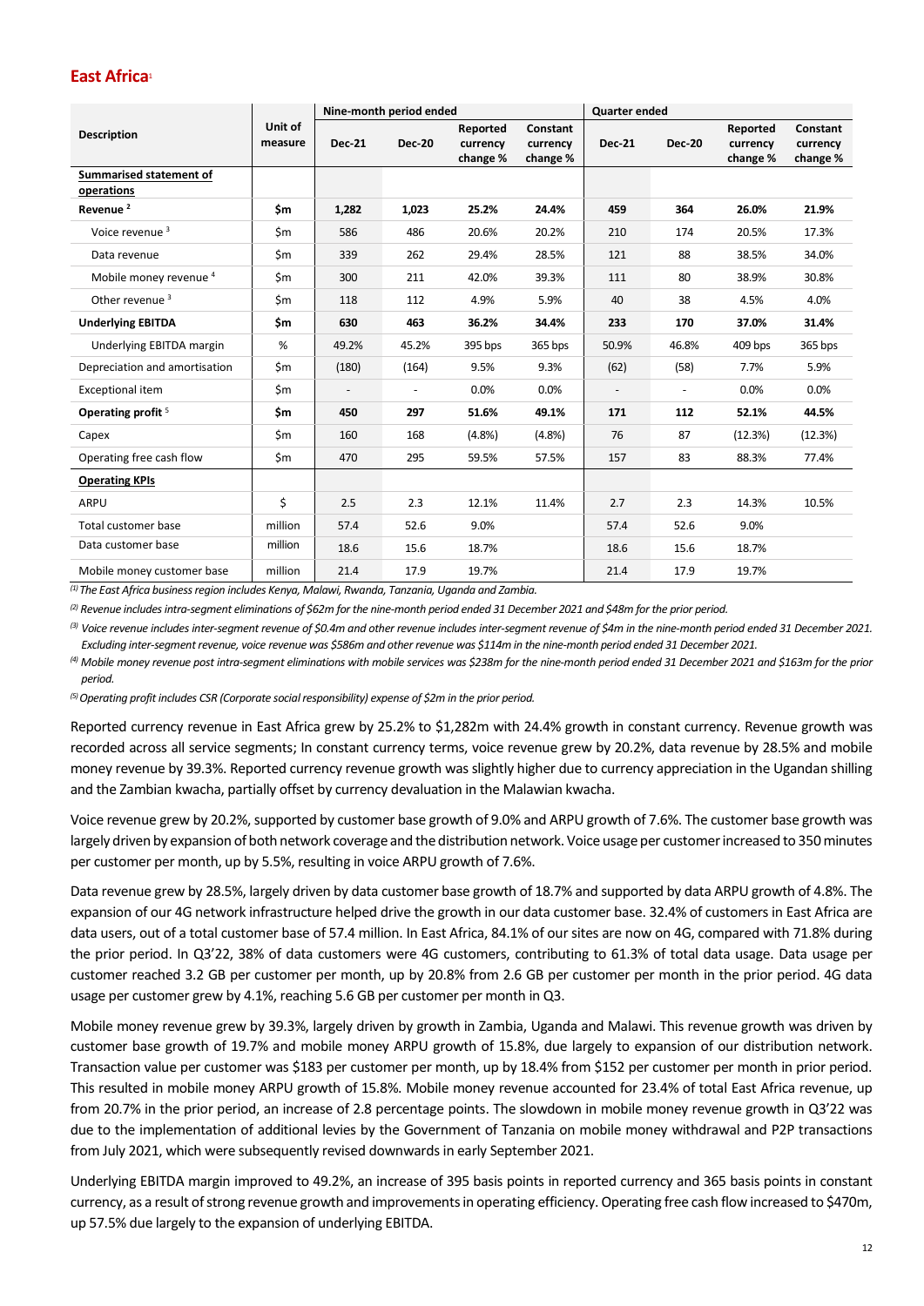## East Africa[1]

| Description | Unit of measure | Nine-month period ended | | | | Quarter ended | | | |
|---|---|---|---|---|---|---|---|---|---|
| | | Dec-21 | Dec-20 | Reported currency change % | Constant currency change % | Dec-21 | Dec-20 | Reported currency change % | Constant currency change % |
| **Summarised statement of operations** | | | | | | | | | |
| **Revenue [2]** | **$m** | **1,282** | **1,023** | **25.2%** | **24.4%** | **459** | **364** | **26.0%** | **21.9%** |
| Voice revenue [3] | $m | 586 | 486 | 20.6% | 20.2% | 210 | 174 | 20.5% | 17.3% |
| Data revenue | $m | 339 | 262 | 29.4% | 28.5% | 121 | 88 | 38.5% | 34.0% |
| Mobile money revenue [4] | $m | 300 | 211 | 42.0% | 39.3% | 111 | 80 | 38.9% | 30.8% |
| Other revenue [3] | $m | 118 | 112 | 4.9% | 5.9% | 40 | 38 | 4.5% | 4.0% |
| **Underlying EBITDA** | **$m** | **630** | **463** | **36.2%** | **34.4%** | **233** | **170** | **37.0%** | **31.4%** |
| Underlying EBITDA margin | % | 49.2% | 45.2% | 395 bps | 365 bps | 50.9% | 46.8% | 409 bps | 365 bps |
| Depreciation and amortisation | $m | (180) | (164) | 9.5% | 9.3% | (62) | (58) | 7.7% | 5.9% |
| Exceptional item | $m | - | - | 0.0% | 0.0% | - | - | 0.0% | 0.0% |
| **Operating profit [5]** | **$m** | **450** | **297** | **51.6%** | **49.1%** | **171** | **112** | **52.1%** | **44.5%** |
| Capex | $m | 160 | 168 | (4.8%) | (4.8%) | 76 | 87 | (12.3%) | (12.3%) |
| Operating free cash flow | $m | 470 | 295 | 59.5% | 57.5% | 157 | 83 | 88.3% | 77.4% |
| **Operating KPIs** | | | | | | | | | |
| ARPU | $ | 2.5 | 2.3 | 12.1% | 11.4% | 2.7 | 2.3 | 14.3% | 10.5% |
| Total customer base | million | 57.4 | 52.6 | 9.0% | | 57.4 | 52.6 | 9.0% | |
| Data customer base | million | 18.6 | 15.6 | 18.7% | | 18.6 | 15.6 | 18.7% | |
| Mobile money customer base | million | 21.4 | 17.9 | 19.7% | | 21.4 | 17.9 | 19.7% | |

*(1) The East Africa business region includes Kenya, Malawi, Rwanda, Tanzania, Uganda and Zambia.*

*(2) Revenue includes intra-segment eliminations of $62m for the nine-month period ended 31 December 2021 and $48m for the prior period.*

*(3) Voice revenue includes inter-segment revenue of $0.4m and other revenue includes inter-segment revenue of $4m in the nine-month period ended 31 December 2021. Excluding inter-segment revenue, voice revenue was $586m and other revenue was $114m in the nine-month period ended 31 December 2021.*

*(4) Mobile money revenue post intra-segment eliminations with mobile services was $238m for the nine-month period ended 31 December 2021 and $163m for the prior period.*

*(5) Operating profit includes CSR (Corporate social responsibility) expense of $2m in the prior period.*

Reported currency revenue in East Africa grew by 25.2% to $1,282m with 24.4% growth in constant currency. Revenue growth was recorded across all service segments; In constant currency terms, voice revenue grew by 20.2%, data revenue by 28.5% and mobile money revenue by 39.3%. Reported currency revenue growth was slightly higher due to currency appreciation in the Ugandan shilling and the Zambian kwacha, partially offset by currency devaluation in the Malawian kwacha.

Voice revenue grew by 20.2%, supported by customer base growth of 9.0% and ARPU growth of 7.6%. The customer base growth was largely driven by expansion of both network coverage and the distribution network. Voice usage per customer increased to 350 minutes per customer per month, up by 5.5%, resulting in voice ARPU growth of 7.6%.

Data revenue grew by 28.5%, largely driven by data customer base growth of 18.7% and supported by data ARPU growth of 4.8%. The expansion of our 4G network infrastructure helped drive the growth in our data customer base. 32.4% of customers in East Africa are data users, out of a total customer base of 57.4 million. In East Africa, 84.1% of our sites are now on 4G, compared with 71.8% during the prior period. In Q3'22, 38% of data customers were 4G customers, contributing to 61.3% of total data usage. Data usage per customer reached 3.2 GB per customer per month, up by 20.8% from 2.6 GB per customer per month in the prior period. 4G data usage per customer grew by 4.1%, reaching 5.6 GB per customer per month in Q3.

Mobile money revenue grew by 39.3%, largely driven by growth in Zambia, Uganda and Malawi. This revenue growth was driven by customer base growth of 19.7% and mobile money ARPU growth of 15.8%, due largely to expansion of our distribution network. Transaction value per customer was $183 per customer per month, up by 18.4% from $152 per customer per month in prior period. This resulted in mobile money ARPU growth of 15.8%. Mobile money revenue accounted for 23.4% of total East Africa revenue, up from 20.7% in the prior period, an increase of 2.8 percentage points. The slowdown in mobile money revenue growth in Q3'22 was due to the implementation of additional levies by the Government of Tanzania on mobile money withdrawal and P2P transactions from July 2021, which were subsequently revised downwards in early September 2021.

Underlying EBITDA margin improved to 49.2%, an increase of 395 basis points in reported currency and 365 basis points in constant currency, as a result of strong revenue growth and improvements in operating efficiency. Operating free cash flow increased to $470m, up 57.5% due largely to the expansion of underlying EBITDA.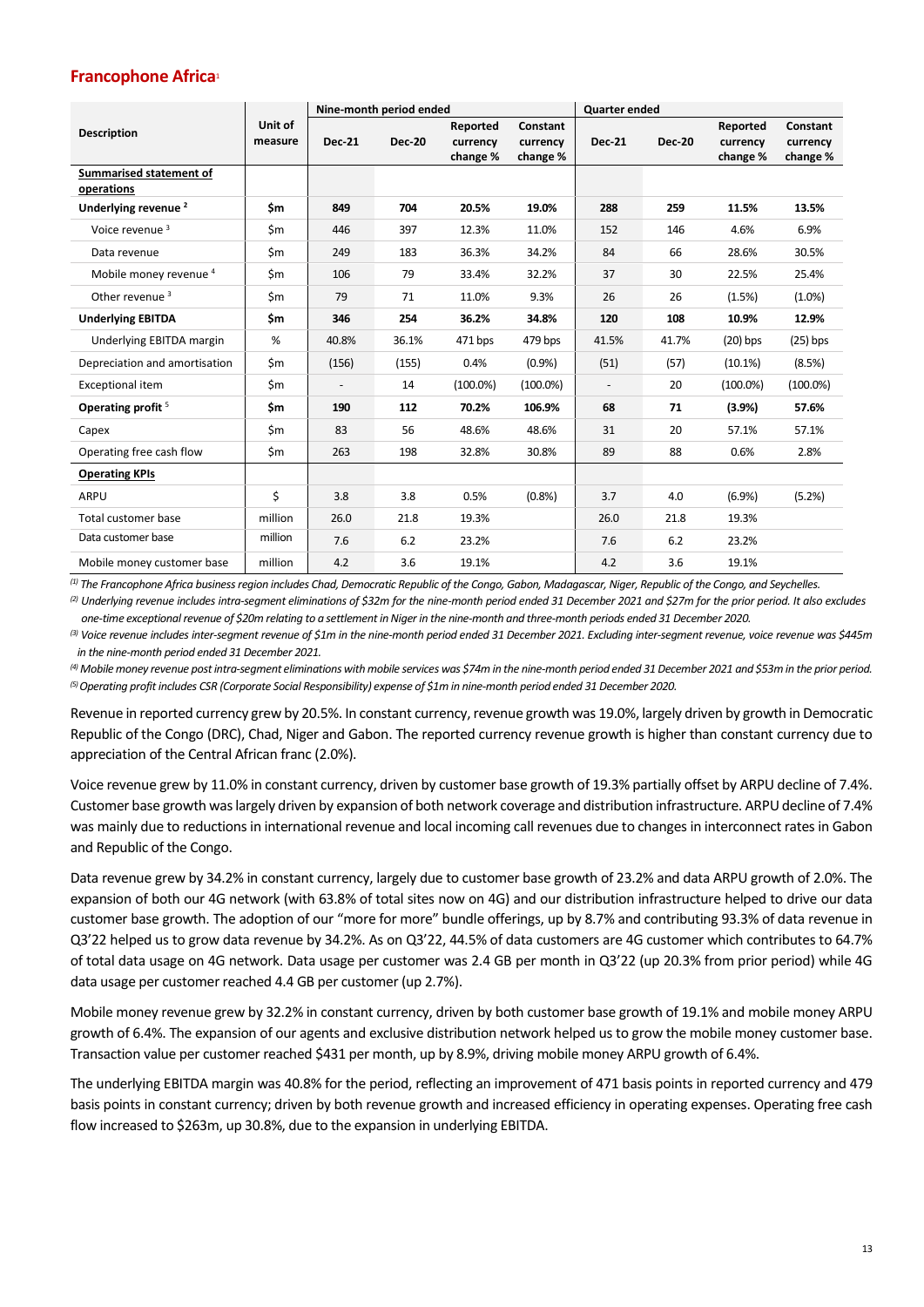## Francophone Africa[1]

| Description | Unit of measure | Nine-month period ended | | | | Quarter ended | | | |
|---|---|---|---|---|---|---|---|---|---|
| | | Dec-21 | Dec-20 | Reported currency change % | Constant currency change % | Dec-21 | Dec-20 | Reported currency change % | Constant currency change % |
| **Summarised statement of operations** | | | | | | | | | |
| **Underlying revenue [2]** | **$m** | **849** | **704** | **20.5%** | **19.0%** | **288** | **259** | **11.5%** | **13.5%** |
| Voice revenue [3] | $m | 446 | 397 | 12.3% | 11.0% | 152 | 146 | 4.6% | 6.9% |
| Data revenue | $m | 249 | 183 | 36.3% | 34.2% | 84 | 66 | 28.6% | 30.5% |
| Mobile money revenue [4] | $m | 106 | 79 | 33.4% | 32.2% | 37 | 30 | 22.5% | 25.4% |
| Other revenue [3] | $m | 79 | 71 | 11.0% | 9.3% | 26 | 26 | (1.5%) | (1.0%) |
| **Underlying EBITDA** | **$m** | **346** | **254** | **36.2%** | **34.8%** | **120** | **108** | **10.9%** | **12.9%** |
| Underlying EBITDA margin | % | 40.8% | 36.1% | 471 bps | 479 bps | 41.5% | 41.7% | (20) bps | (25) bps |
| Depreciation and amortisation | $m | (156) | (155) | 0.4% | (0.9%) | (51) | (57) | (10.1%) | (8.5%) |
| Exceptional item | $m | - | 14 | (100.0%) | (100.0%) | - | 20 | (100.0%) | (100.0%) |
| **Operating profit [5]** | **$m** | **190** | **112** | **70.2%** | **106.9%** | **68** | **71** | **(3.9%)** | **57.6%** |
| Capex | $m | 83 | 56 | 48.6% | 48.6% | 31 | 20 | 57.1% | 57.1% |
| Operating free cash flow | $m | 263 | 198 | 32.8% | 30.8% | 89 | 88 | 0.6% | 2.8% |
| **Operating KPIs** | | | | | | | | | |
| ARPU | $ | 3.8 | 3.8 | 0.5% | (0.8%) | 3.7 | 4.0 | (6.9%) | (5.2%) |
| Total customer base | million | 26.0 | 21.8 | 19.3% | | 26.0 | 21.8 | 19.3% | |
| Data customer base | million | 7.6 | 6.2 | 23.2% | | 7.6 | 6.2 | 23.2% | |
| Mobile money customer base | million | 4.2 | 3.6 | 19.1% | | 4.2 | 3.6 | 19.1% | |

*(1) The Francophone Africa business region includes Chad, Democratic Republic of the Congo, Gabon, Madagascar, Niger, Republic of the Congo, and Seychelles.*

*(2) Underlying revenue includes intra-segment eliminations of $32m for the nine-month period ended 31 December 2021 and $27m for the prior period. It also excludes one-time exceptional revenue of $20m relating to a settlement in Niger in the nine-month and three-month periods ended 31 December 2020.*

*(3) Voice revenue includes inter-segment revenue of $1m in the nine-month period ended 31 December 2021. Excluding inter-segment revenue, voice revenue was $445m in the nine-month period ended 31 December 2021.*

*(4) Mobile money revenue post intra-segment eliminations with mobile services was $74m in the nine-month period ended 31 December 2021 and $53m in the prior period.*

*(5) Operating profit includes CSR (Corporate Social Responsibility) expense of $1m in nine-month period ended 31 December 2020.*

Revenue in reported currency grew by 20.5%. In constant currency, revenue growth was 19.0%, largely driven by growth in Democratic Republic of the Congo (DRC), Chad, Niger and Gabon. The reported currency revenue growth is higher than constant currency due to appreciation of the Central African franc (2.0%).

Voice revenue grew by 11.0% in constant currency, driven by customer base growth of 19.3% partially offset by ARPU decline of 7.4%. Customer base growth was largely driven by expansion of both network coverage and distribution infrastructure. ARPU decline of 7.4% was mainly due to reductions in international revenue and local incoming call revenues due to changes in interconnect rates in Gabon and Republic of the Congo.

Data revenue grew by 34.2% in constant currency, largely due to customer base growth of 23.2% and data ARPU growth of 2.0%. The expansion of both our 4G network (with 63.8% of total sites now on 4G) and our distribution infrastructure helped to drive our data customer base growth. The adoption of our "more for more" bundle offerings, up by 8.7% and contributing 93.3% of data revenue in Q3'22 helped us to grow data revenue by 34.2%. As on Q3'22, 44.5% of data customers are 4G customer which contributes to 64.7% of total data usage on 4G network. Data usage per customer was 2.4 GB per month in Q3'22 (up 20.3% from prior period) while 4G data usage per customer reached 4.4 GB per customer (up 2.7%).

Mobile money revenue grew by 32.2% in constant currency, driven by both customer base growth of 19.1% and mobile money ARPU growth of 6.4%. The expansion of our agents and exclusive distribution network helped us to grow the mobile money customer base. Transaction value per customer reached $431 per month, up by 8.9%, driving mobile money ARPU growth of 6.4%.

The underlying EBITDA margin was 40.8% for the period, reflecting an improvement of 471 basis points in reported currency and 479 basis points in constant currency; driven by both revenue growth and increased efficiency in operating expenses. Operating free cash flow increased to $263m, up 30.8%, due to the expansion in underlying EBITDA.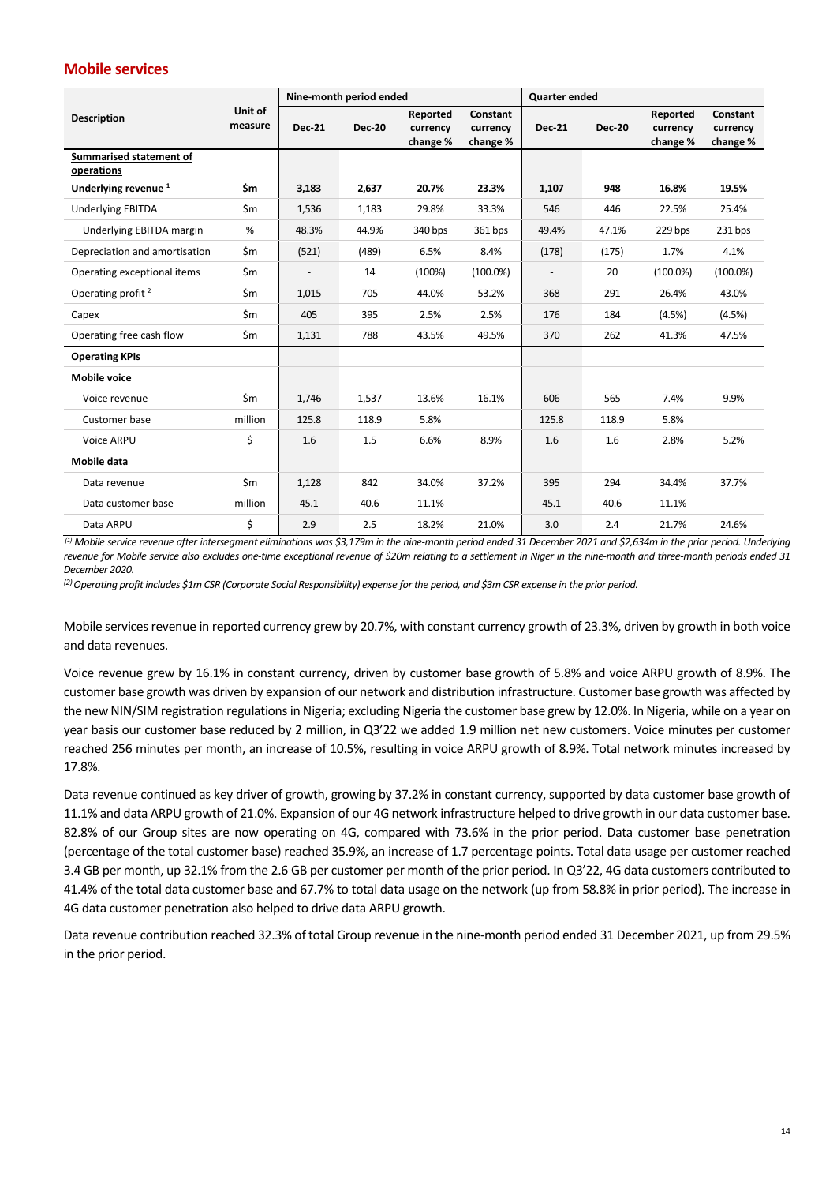## Mobile services

| Description | Unit of measure | Nine-month period ended | | | | Quarter ended | | | |
|---|---|---|---|---|---|---|---|---|---|
| | | Dec-21 | Dec-20 | Reported currency change % | Constant currency change % | Dec-21 | Dec-20 | Reported currency change % | Constant currency change % |
| **Summarised statement of operations** | | | | | | | | | |
| **Underlying revenue [1]** | **$m** | **3,183** | **2,637** | **20.7%** | **23.3%** | **1,107** | **948** | **16.8%** | **19.5%** |
| Underlying EBITDA | $m | 1,536 | 1,183 | 29.8% | 33.3% | 546 | 446 | 22.5% | 25.4% |
| Underlying EBITDA margin | % | 48.3% | 44.9% | 340 bps | 361 bps | 49.4% | 47.1% | 229 bps | 231 bps |
| Depreciation and amortisation | $m | (521) | (489) | 6.5% | 8.4% | (178) | (175) | 1.7% | 4.1% |
| Operating exceptional items | $m | - | 14 | (100%) | (100.0%) | - | 20 | (100.0%) | (100.0%) |
| Operating profit [2] | $m | 1,015 | 705 | 44.0% | 53.2% | 368 | 291 | 26.4% | 43.0% |
| Capex | $m | 405 | 395 | 2.5% | 2.5% | 176 | 184 | (4.5%) | (4.5%) |
| Operating free cash flow | $m | 1,131 | 788 | 43.5% | 49.5% | 370 | 262 | 41.3% | 47.5% |
| **Operating KPIs** | | | | | | | | | |
| **Mobile voice** | | | | | | | | | |
| Voice revenue | $m | 1,746 | 1,537 | 13.6% | 16.1% | 606 | 565 | 7.4% | 9.9% |
| Customer base | million | 125.8 | 118.9 | 5.8% | | 125.8 | 118.9 | 5.8% | |
| Voice ARPU | $ | 1.6 | 1.5 | 6.6% | 8.9% | 1.6 | 1.6 | 2.8% | 5.2% |
| **Mobile data** | | | | | | | | | |
| Data revenue | $m | 1,128 | 842 | 34.0% | 37.2% | 395 | 294 | 34.4% | 37.7% |
| Data customer base | million | 45.1 | 40.6 | 11.1% | | 45.1 | 40.6 | 11.1% | |
| Data ARPU | $ | 2.9 | 2.5 | 18.2% | 21.0% | 3.0 | 2.4 | 21.7% | 24.6% |

*(1) Mobile service revenue after intersegment eliminations was $3,179m in the nine-month period ended 31 December 2021 and $2,634m in the prior period. Underlying revenue for Mobile service also excludes one-time exceptional revenue of $20m relating to a settlement in Niger in the nine-month and three-month periods ended 31 December 2020.*

*(2) Operating profit includes $1m CSR (Corporate Social Responsibility) expense for the period, and $3m CSR expense in the prior period.*

Mobile services revenue in reported currency grew by 20.7%, with constant currency growth of 23.3%, driven by growth in both voice and data revenues.

Voice revenue grew by 16.1% in constant currency, driven by customer base growth of 5.8% and voice ARPU growth of 8.9%. The customer base growth was driven by expansion of our network and distribution infrastructure. Customer base growth was affected by the new NIN/SIM registration regulations in Nigeria; excluding Nigeria the customer base grew by 12.0%. In Nigeria, while on a year on year basis our customer base reduced by 2 million, in Q3'22 we added 1.9 million net new customers. Voice minutes per customer reached 256 minutes per month, an increase of 10.5%, resulting in voice ARPU growth of 8.9%. Total network minutes increased by 17.8%.

Data revenue continued as key driver of growth, growing by 37.2% in constant currency, supported by data customer base growth of 11.1% and data ARPU growth of 21.0%. Expansion of our 4G network infrastructure helped to drive growth in our data customer base. 82.8% of our Group sites are now operating on 4G, compared with 73.6% in the prior period. Data customer base penetration (percentage of the total customer base) reached 35.9%, an increase of 1.7 percentage points. Total data usage per customer reached 3.4 GB per month, up 32.1% from the 2.6 GB per customer per month of the prior period. In Q3'22, 4G data customers contributed to 41.4% of the total data customer base and 67.7% to total data usage on the network (up from 58.8% in prior period). The increase in 4G data customer penetration also helped to drive data ARPU growth.

Data revenue contribution reached 32.3% of total Group revenue in the nine-month period ended 31 December 2021, up from 29.5% in the prior period.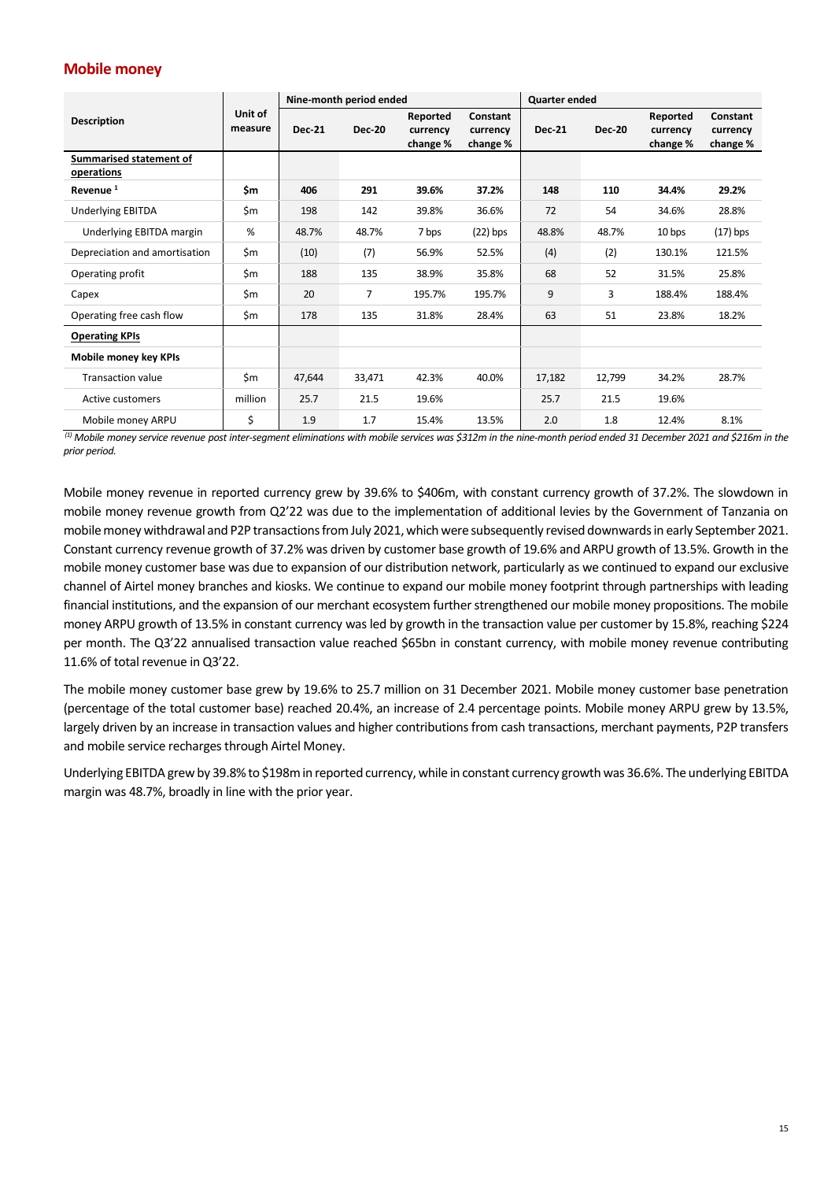## Mobile money

| Description | Unit of measure | Nine-month period ended | | | | Quarter ended | | | |
|---|---|---|---|---|---|---|---|---|---|
| | | Dec-21 | Dec-20 | Reported currency change % | Constant currency change % | Dec-21 | Dec-20 | Reported currency change % | Constant currency change % |
| **Summarised statement of operations** | | | | | | | | | |
| **Revenue [1]** | **$m** | **406** | **291** | **39.6%** | **37.2%** | **148** | **110** | **34.4%** | **29.2%** |
| Underlying EBITDA | $m | 198 | 142 | 39.8% | 36.6% | 72 | 54 | 34.6% | 28.8% |
| Underlying EBITDA margin | % | 48.7% | 48.7% | 7 bps | (22) bps | 48.8% | 48.7% | 10 bps | (17) bps |
| Depreciation and amortisation | $m | (10) | (7) | 56.9% | 52.5% | (4) | (2) | 130.1% | 121.5% |
| Operating profit | $m | 188 | 135 | 38.9% | 35.8% | 68 | 52 | 31.5% | 25.8% |
| Capex | $m | 20 | 7 | 195.7% | 195.7% | 9 | 3 | 188.4% | 188.4% |
| Operating free cash flow | $m | 178 | 135 | 31.8% | 28.4% | 63 | 51 | 23.8% | 18.2% |
| **Operating KPIs** | | | | | | | | | |
| **Mobile money key KPIs** | | | | | | | | | |
| Transaction value | $m | 47,644 | 33,471 | 42.3% | 40.0% | 17,182 | 12,799 | 34.2% | 28.7% |
| Active customers | million | 25.7 | 21.5 | 19.6% | | 25.7 | 21.5 | 19.6% | |
| Mobile money ARPU | $ | 1.9 | 1.7 | 15.4% | 13.5% | 2.0 | 1.8 | 12.4% | 8.1% |

*(1) Mobile money service revenue post inter-segment eliminations with mobile services was $312m in the nine-month period ended 31 December 2021 and $216m in the prior period.*

Mobile money revenue in reported currency grew by 39.6% to $406m, with constant currency growth of 37.2%. The slowdown in mobile money revenue growth from Q2'22 was due to the implementation of additional levies by the Government of Tanzania on mobile money withdrawal and P2P transactions from July 2021, which were subsequently revised downwards in early September 2021. Constant currency revenue growth of 37.2% was driven by customer base growth of 19.6% and ARPU growth of 13.5%. Growth in the mobile money customer base was due to expansion of our distribution network, particularly as we continued to expand our exclusive channel of Airtel money branches and kiosks. We continue to expand our mobile money footprint through partnerships with leading financial institutions, and the expansion of our merchant ecosystem further strengthened our mobile money propositions. The mobile money ARPU growth of 13.5% in constant currency was led by growth in the transaction value per customer by 15.8%, reaching $224 per month. The Q3'22 annualised transaction value reached $65bn in constant currency, with mobile money revenue contributing 11.6% of total revenue in Q3'22.

The mobile money customer base grew by 19.6% to 25.7 million on 31 December 2021. Mobile money customer base penetration (percentage of the total customer base) reached 20.4%, an increase of 2.4 percentage points. Mobile money ARPU grew by 13.5%, largely driven by an increase in transaction values and higher contributions from cash transactions, merchant payments, P2P transfers and mobile service recharges through Airtel Money.

Underlying EBITDA grew by 39.8% to $198m in reported currency, while in constant currency growth was 36.6%. The underlying EBITDA margin was 48.7%, broadly in line with the prior year.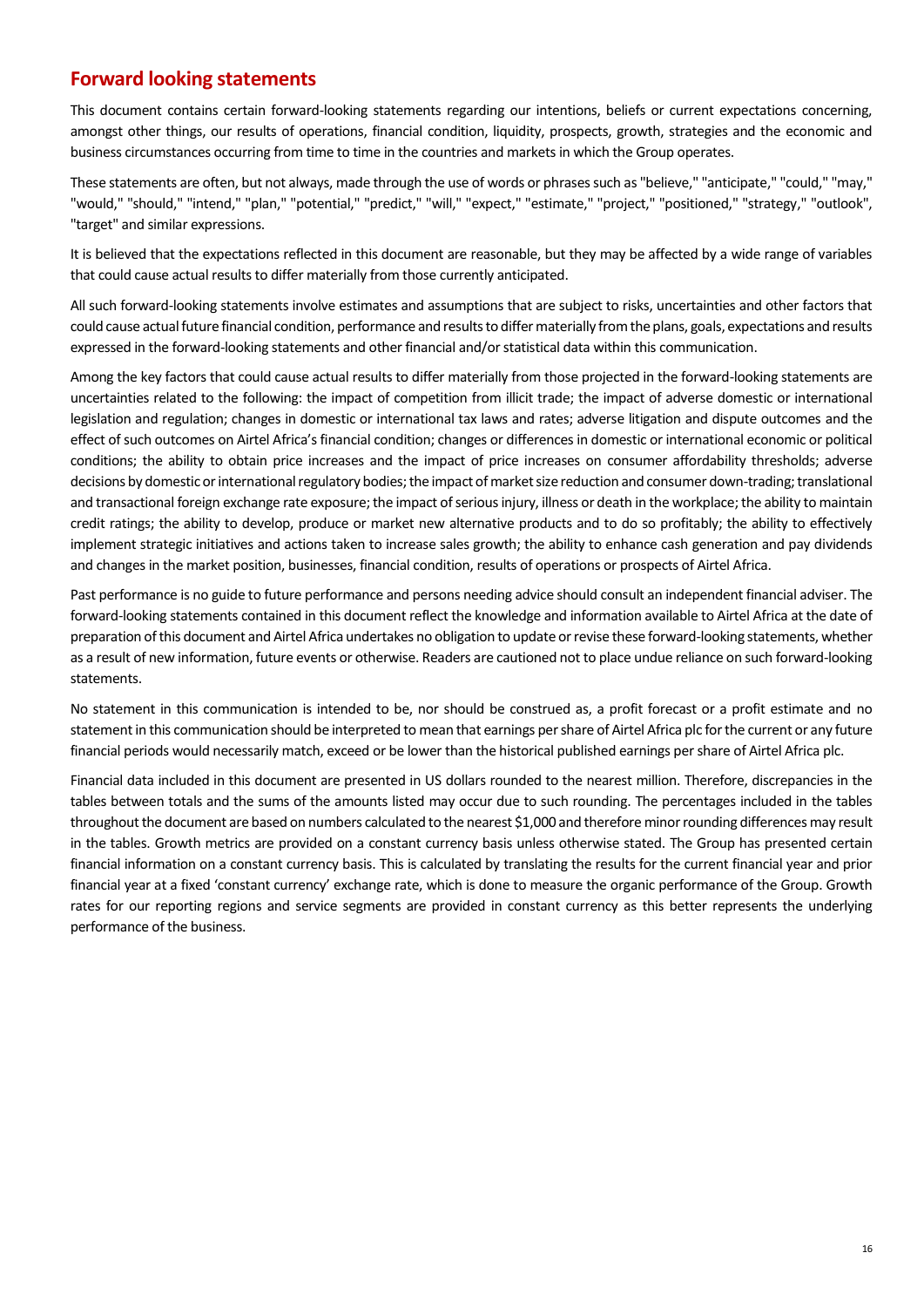## Forward looking statements

This document contains certain forward-looking statements regarding our intentions, beliefs or current expectations concerning, amongst other things, our results of operations, financial condition, liquidity, prospects, growth, strategies and the economic and business circumstances occurring from time to time in the countries and markets in which the Group operates.

These statements are often, but not always, made through the use of words or phrases such as "believe," "anticipate," "could," "may," "would," "should," "intend," "plan," "potential," "predict," "will," "expect," "estimate," "project," "positioned," "strategy," "outlook", "target" and similar expressions.

It is believed that the expectations reflected in this document are reasonable, but they may be affected by a wide range of variables that could cause actual results to differ materially from those currently anticipated.

All such forward-looking statements involve estimates and assumptions that are subject to risks, uncertainties and other factors that could cause actual future financial condition, performance and results to differ materially from the plans, goals, expectations and results expressed in the forward-looking statements and other financial and/or statistical data within this communication.

Among the key factors that could cause actual results to differ materially from those projected in the forward-looking statements are uncertainties related to the following: the impact of competition from illicit trade; the impact of adverse domestic or international legislation and regulation; changes in domestic or international tax laws and rates; adverse litigation and dispute outcomes and the effect of such outcomes on Airtel Africa's financial condition; changes or differences in domestic or international economic or political conditions; the ability to obtain price increases and the impact of price increases on consumer affordability thresholds; adverse decisions by domestic or international regulatory bodies; the impact of market size reduction and consumer down-trading; translational and transactional foreign exchange rate exposure; the impact of serious injury, illness or death in the workplace; the ability to maintain credit ratings; the ability to develop, produce or market new alternative products and to do so profitably; the ability to effectively implement strategic initiatives and actions taken to increase sales growth; the ability to enhance cash generation and pay dividends and changes in the market position, businesses, financial condition, results of operations or prospects of Airtel Africa.

Past performance is no guide to future performance and persons needing advice should consult an independent financial adviser. The forward-looking statements contained in this document reflect the knowledge and information available to Airtel Africa at the date of preparation of this document and Airtel Africa undertakes no obligation to update or revise these forward-looking statements, whether as a result of new information, future events or otherwise. Readers are cautioned not to place undue reliance on such forward-looking statements.

No statement in this communication is intended to be, nor should be construed as, a profit forecast or a profit estimate and no statement in this communication should be interpreted to mean that earnings per share of Airtel Africa plc for the current or any future financial periods would necessarily match, exceed or be lower than the historical published earnings per share of Airtel Africa plc.

Financial data included in this document are presented in US dollars rounded to the nearest million. Therefore, discrepancies in the tables between totals and the sums of the amounts listed may occur due to such rounding. The percentages included in the tables throughout the document are based on numbers calculated to the nearest $1,000 and therefore minor rounding differences may result in the tables. Growth metrics are provided on a constant currency basis unless otherwise stated. The Group has presented certain financial information on a constant currency basis. This is calculated by translating the results for the current financial year and prior financial year at a fixed 'constant currency' exchange rate, which is done to measure the organic performance of the Group. Growth rates for our reporting regions and service segments are provided in constant currency as this better represents the underlying performance of the business.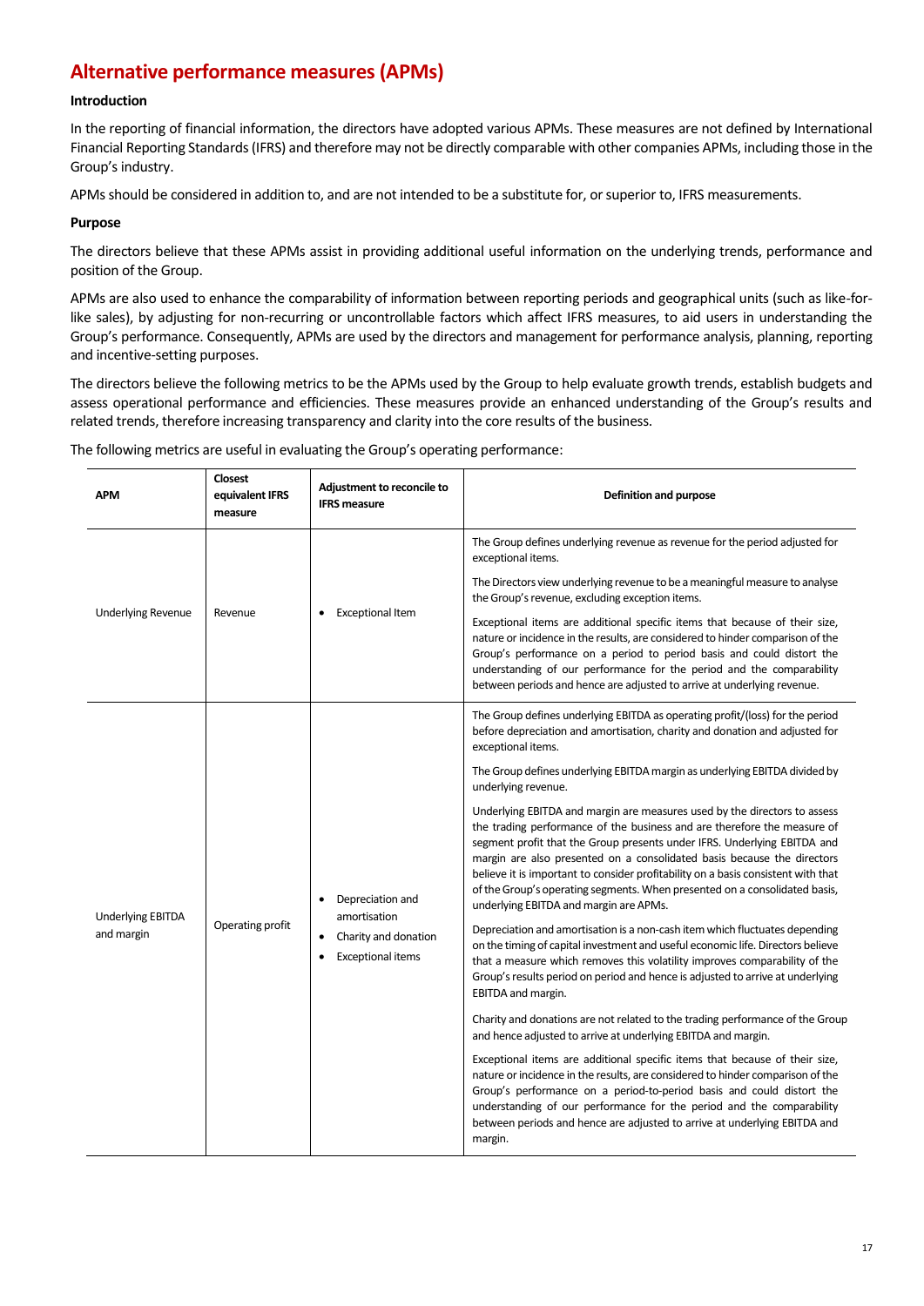# Alternative performance measures (APMs)

### Introduction

In the reporting of financial information, the directors have adopted various APMs. These measures are not defined by International Financial Reporting Standards (IFRS) and therefore may not be directly comparable with other companies APMs, including those in the Group's industry.

APMs should be considered in addition to, and are not intended to be a substitute for, or superior to, IFRS measurements.

### Purpose

The directors believe that these APMs assist in providing additional useful information on the underlying trends, performance and position of the Group.

APMs are also used to enhance the comparability of information between reporting periods and geographical units (such as like-for-like sales), by adjusting for non-recurring or uncontrollable factors which affect IFRS measures, to aid users in understanding the Group's performance. Consequently, APMs are used by the directors and management for performance analysis, planning, reporting and incentive-setting purposes.

The directors believe the following metrics to be the APMs used by the Group to help evaluate growth trends, establish budgets and assess operational performance and efficiencies. These measures provide an enhanced understanding of the Group's results and related trends, therefore increasing transparency and clarity into the core results of the business.

The following metrics are useful in evaluating the Group's operating performance:

| APM | Closest equivalent IFRS measure | Adjustment to reconcile to IFRS measure | Definition and purpose |
|---|---|---|---|
| Underlying Revenue | Revenue | • Exceptional Item | The Group defines underlying revenue as revenue for the period adjusted for exceptional items.<br><br>The Directors view underlying revenue to be a meaningful measure to analyse the Group's revenue, excluding exception items.<br><br>Exceptional items are additional specific items that because of their size, nature or incidence in the results, are considered to hinder comparison of the Group's performance on a period to period basis and could distort the understanding of our performance for the period and the comparability between periods and hence are adjusted to arrive at underlying revenue. |
| Underlying EBITDA and margin | Operating profit | • Depreciation and amortisation<br>• Charity and donation<br>• Exceptional items | The Group defines underlying EBITDA as operating profit/(loss) for the period before depreciation and amortisation, charity and donation and adjusted for exceptional items.<br><br>The Group defines underlying EBITDA margin as underlying EBITDA divided by underlying revenue.<br><br>Underlying EBITDA and margin are measures used by the directors to assess the trading performance of the business and are therefore the measure of segment profit that the Group presents under IFRS. Underlying EBITDA and margin are also presented on a consolidated basis because the directors believe it is important to consider profitability on a basis consistent with that of the Group's operating segments. When presented on a consolidated basis, underlying EBITDA and margin are APMs.<br><br>Depreciation and amortisation is a non-cash item which fluctuates depending on the timing of capital investment and useful economic life. Directors believe that a measure which removes this volatility improves comparability of the Group's results period on period and hence is adjusted to arrive at underlying EBITDA and margin.<br><br>Charity and donations are not related to the trading performance of the Group and hence adjusted to arrive at underlying EBITDA and margin.<br><br>Exceptional items are additional specific items that because of their size, nature or incidence in the results, are considered to hinder comparison of the Group's performance on a period-to-period basis and could distort the understanding of our performance for the period and the comparability between periods and hence are adjusted to arrive at underlying EBITDA and margin. |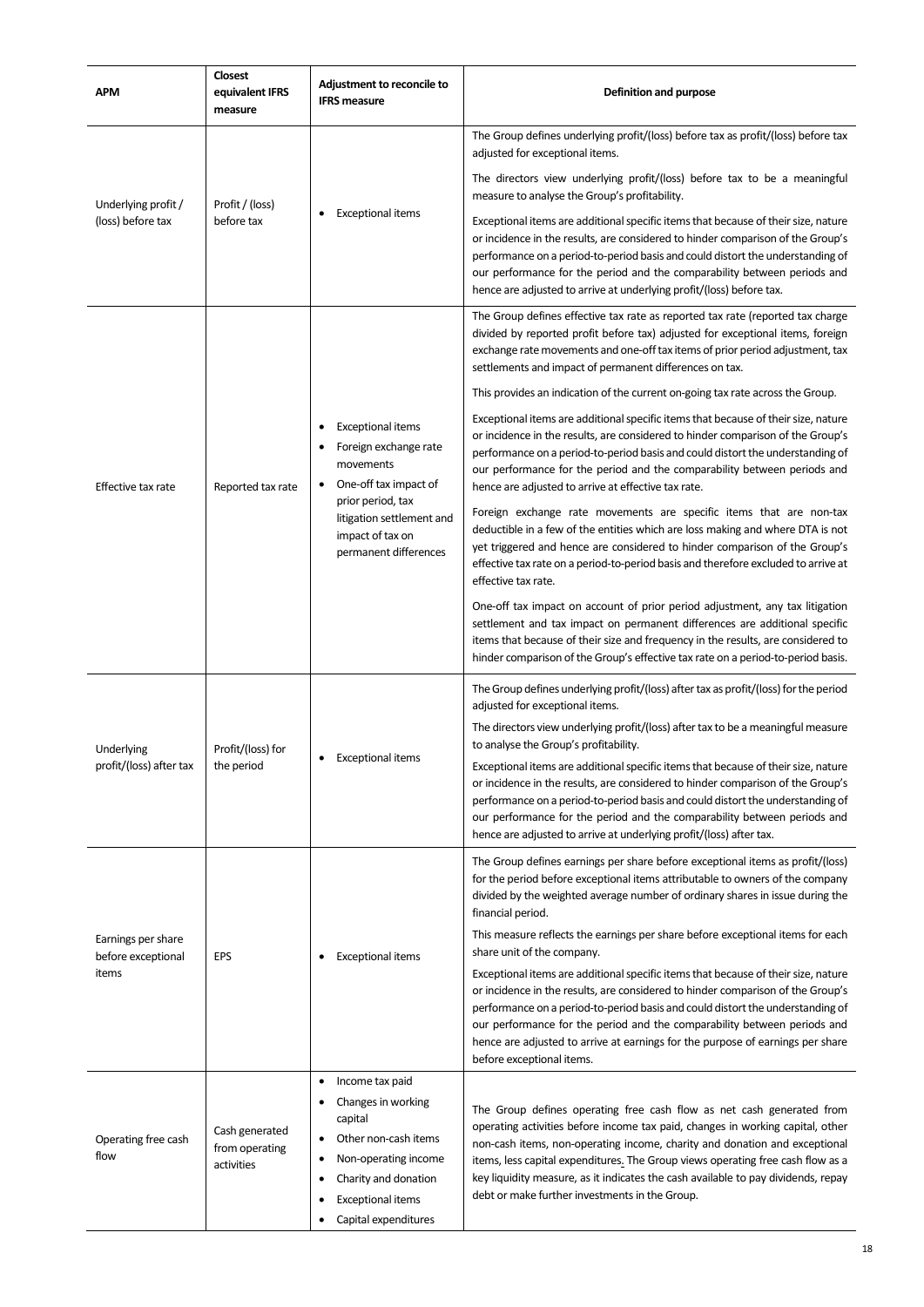| APM | Closest equivalent IFRS measure | Adjustment to reconcile to IFRS measure | Definition and purpose |
|---|---|---|---|
| Underlying profit / (loss) before tax | Profit / (loss) before tax | • Exceptional items | The Group defines underlying profit/(loss) before tax as profit/(loss) before tax adjusted for exceptional items.<br><br>The directors view underlying profit/(loss) before tax to be a meaningful measure to analyse the Group's profitability.<br><br>Exceptional items are additional specific items that because of their size, nature or incidence in the results, are considered to hinder comparison of the Group's performance on a period-to-period basis and could distort the understanding of our performance for the period and the comparability between periods and hence are adjusted to arrive at underlying profit/(loss) before tax. |
| Effective tax rate | Reported tax rate | • Exceptional items<br>• Foreign exchange rate movements<br>• One-off tax impact of prior period, tax litigation settlement and impact of tax on permanent differences | The Group defines effective tax rate as reported tax rate (reported tax charge divided by reported profit before tax) adjusted for exceptional items, foreign exchange rate movements and one-off tax items of prior period adjustment, tax settlements and impact of permanent differences on tax.<br><br>This provides an indication of the current on-going tax rate across the Group.<br><br>Exceptional items are additional specific items that because of their size, nature or incidence in the results, are considered to hinder comparison of the Group's performance on a period-to-period basis and could distort the understanding of our performance for the period and the comparability between periods and hence are adjusted to arrive at effective tax rate.<br><br>Foreign exchange rate movements are specific items that are non-tax deductible in a few of the entities which are loss making and where DTA is not yet triggered and hence are considered to hinder comparison of the Group's effective tax rate on a period-to-period basis and therefore excluded to arrive at effective tax rate.<br><br>One-off tax impact on account of prior period adjustment, any tax litigation settlement and tax impact on permanent differences are additional specific items that because of their size and frequency in the results, are considered to hinder comparison of the Group's effective tax rate on a period-to-period basis. |
| Underlying profit/(loss) after tax | Profit/(loss) for the period | • Exceptional items | The Group defines underlying profit/(loss) after tax as profit/(loss) for the period adjusted for exceptional items.<br><br>The directors view underlying profit/(loss) after tax to be a meaningful measure to analyse the Group's profitability.<br><br>Exceptional items are additional specific items that because of their size, nature or incidence in the results, are considered to hinder comparison of the Group's performance on a period-to-period basis and could distort the understanding of our performance for the period and the comparability between periods and hence are adjusted to arrive at underlying profit/(loss) after tax. |
| Earnings per share before exceptional items | EPS | • Exceptional items | The Group defines earnings per share before exceptional items as profit/(loss) for the period before exceptional items attributable to owners of the company divided by the weighted average number of ordinary shares in issue during the financial period.<br><br>This measure reflects the earnings per share before exceptional items for each share unit of the company.<br><br>Exceptional items are additional specific items that because of their size, nature or incidence in the results, are considered to hinder comparison of the Group's performance on a period-to-period basis and could distort the understanding of our performance for the period and the comparability between periods and hence are adjusted to arrive at earnings for the purpose of earnings per share before exceptional items. |
| Operating free cash flow | Cash generated from operating activities | • Income tax paid<br>• Changes in working capital<br>• Other non-cash items<br>• Non-operating income<br>• Charity and donation<br>• Exceptional items<br>• Capital expenditures | The Group defines operating free cash flow as net cash generated from operating activities before income tax paid, changes in working capital, other non-cash items, non-operating income, charity and donation and exceptional items, less capital expenditures. The Group views operating free cash flow as a key liquidity measure, as it indicates the cash available to pay dividends, repay debt or make further investments in the Group. |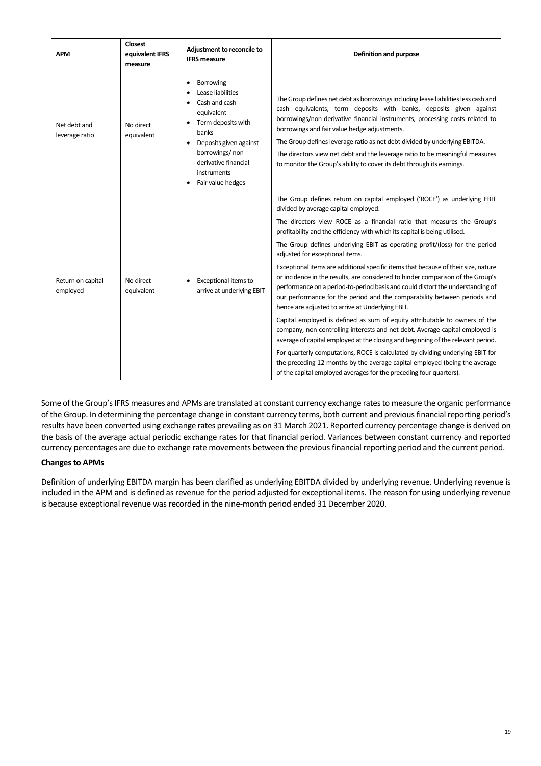| APM | Closest equivalent IFRS measure | Adjustment to reconcile to IFRS measure | Definition and purpose |
|---|---|---|---|
| Net debt and leverage ratio | No direct equivalent | • Borrowing<br>• Lease liabilities<br>• Cash and cash equivalent<br>• Term deposits with banks<br>• Deposits given against borrowings/ non-derivative financial instruments<br>• Fair value hedges | The Group defines net debt as borrowings including lease liabilities less cash and cash equivalents, term deposits with banks, deposits given against borrowings/non-derivative financial instruments, processing costs related to borrowings and fair value hedge adjustments.<br>The Group defines leverage ratio as net debt divided by underlying EBITDA.<br>The directors view net debt and the leverage ratio to be meaningful measures to monitor the Group's ability to cover its debt through its earnings. |
| Return on capital employed | No direct equivalent | • Exceptional items to arrive at underlying EBIT | The Group defines return on capital employed ('ROCE') as underlying EBIT divided by average capital employed.<br>The directors view ROCE as a financial ratio that measures the Group's profitability and the efficiency with which its capital is being utilised.<br>The Group defines underlying EBIT as operating profit/(loss) for the period adjusted for exceptional items.<br>Exceptional items are additional specific items that because of their size, nature or incidence in the results, are considered to hinder comparison of the Group's performance on a period-to-period basis and could distort the understanding of our performance for the period and the comparability between periods and hence are adjusted to arrive at Underlying EBIT.<br>Capital employed is defined as sum of equity attributable to owners of the company, non-controlling interests and net debt. Average capital employed is average of capital employed at the closing and beginning of the relevant period.<br>For quarterly computations, ROCE is calculated by dividing underlying EBIT for the preceding 12 months by the average capital employed (being the average of the capital employed averages for the preceding four quarters). |

Some of the Group's IFRS measures and APMs are translated at constant currency exchange rates to measure the organic performance of the Group. In determining the percentage change in constant currency terms, both current and previous financial reporting period's results have been converted using exchange rates prevailing as on 31 March 2021. Reported currency percentage change is derived on the basis of the average actual periodic exchange rates for that financial period. Variances between constant currency and reported currency percentages are due to exchange rate movements between the previous financial reporting period and the current period.

**Changes to APMs**

Definition of underlying EBITDA margin has been clarified as underlying EBITDA divided by underlying revenue. Underlying revenue is included in the APM and is defined as revenue for the period adjusted for exceptional items. The reason for using underlying revenue is because exceptional revenue was recorded in the nine-month period ended 31 December 2020.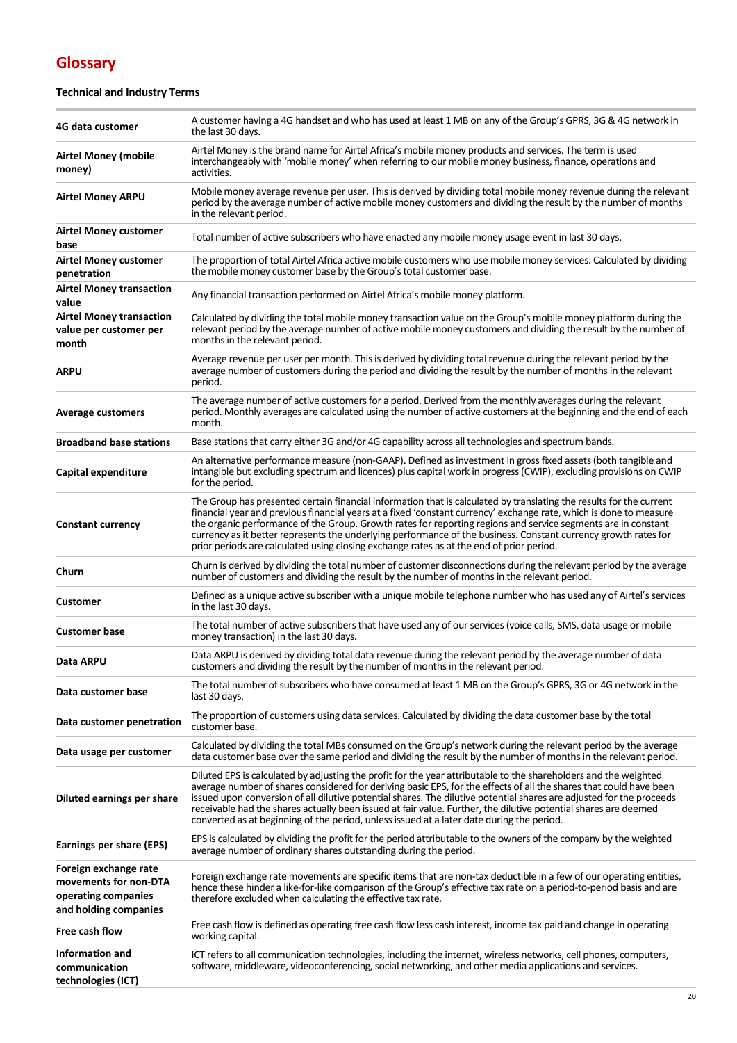# Glossary

### Technical and Industry Terms

| | |
|---|---|
| **4G data customer** | A customer having a 4G handset and who has used at least 1 MB on any of the Group's GPRS, 3G & 4G network in the last 30 days. |
| **Airtel Money (mobile money)** | Airtel Money is the brand name for Airtel Africa's mobile money products and services. The term is used interchangeably with 'mobile money' when referring to our mobile money business, finance, operations and activities. |
| **Airtel Money ARPU** | Mobile money average revenue per user. This is derived by dividing total mobile money revenue during the relevant period by the average number of active mobile money customers and dividing the result by the number of months in the relevant period. |
| **Airtel Money customer base** | Total number of active subscribers who have enacted any mobile money usage event in last 30 days. |
| **Airtel Money customer penetration** | The proportion of total Airtel Africa active mobile customers who use mobile money services. Calculated by dividing the mobile money customer base by the Group's total customer base. |
| **Airtel Money transaction value** | Any financial transaction performed on Airtel Africa's mobile money platform. |
| **Airtel Money transaction value per customer per month** | Calculated by dividing the total mobile money transaction value on the Group's mobile money platform during the relevant period by the average number of active mobile money customers and dividing the result by the number of months in the relevant period. |
| **ARPU** | Average revenue per user per month. This is derived by dividing total revenue during the relevant period by the average number of customers during the period and dividing the result by the number of months in the relevant period. |
| **Average customers** | The average number of active customers for a period. Derived from the monthly averages during the relevant period. Monthly averages are calculated using the number of active customers at the beginning and the end of each month. |
| **Broadband base stations** | Base stations that carry either 3G and/or 4G capability across all technologies and spectrum bands. |
| **Capital expenditure** | An alternative performance measure (non-GAAP). Defined as investment in gross fixed assets (both tangible and intangible but excluding spectrum and licences) plus capital work in progress (CWIP), excluding provisions on CWIP for the period. |
| **Constant currency** | The Group has presented certain financial information that is calculated by translating the results for the current financial year and previous financial years at a fixed 'constant currency' exchange rate, which is done to measure the organic performance of the Group. Growth rates for reporting regions and service segments are in constant currency as it better represents the underlying performance of the business. Constant currency growth rates for prior periods are calculated using closing exchange rates as at the end of prior period. |
| **Churn** | Churn is derived by dividing the total number of customer disconnections during the relevant period by the average number of customers and dividing the result by the number of months in the relevant period. |
| **Customer** | Defined as a unique active subscriber with a unique mobile telephone number who has used any of Airtel's services in the last 30 days. |
| **Customer base** | The total number of active subscribers that have used any of our services (voice calls, SMS, data usage or mobile money transaction) in the last 30 days. |
| **Data ARPU** | Data ARPU is derived by dividing total data revenue during the relevant period by the average number of data customers and dividing the result by the number of months in the relevant period. |
| **Data customer base** | The total number of subscribers who have consumed at least 1 MB on the Group's GPRS, 3G or 4G network in the last 30 days. |
| **Data customer penetration** | The proportion of customers using data services. Calculated by dividing the data customer base by the total customer base. |
| **Data usage per customer** | Calculated by dividing the total MBs consumed on the Group's network during the relevant period by the average data customer base over the same period and dividing the result by the number of months in the relevant period. |
| **Diluted earnings per share** | Diluted EPS is calculated by adjusting the profit for the year attributable to the shareholders and the weighted average number of shares considered for deriving basic EPS, for the effects of all the shares that could have been issued upon conversion of all dilutive potential shares. The dilutive potential shares are adjusted for the proceeds receivable had the shares actually been issued at fair value. Further, the dilutive potential shares are deemed converted as at beginning of the period, unless issued at a later date during the period. |
| **Earnings per share (EPS)** | EPS is calculated by dividing the profit for the period attributable to the owners of the company by the weighted average number of ordinary shares outstanding during the period. |
| **Foreign exchange rate movements for non-DTA operating companies and holding companies** | Foreign exchange rate movements are specific items that are non-tax deductible in a few of our operating entities, hence these hinder a like-for-like comparison of the Group's effective tax rate on a period-to-period basis and are therefore excluded when calculating the effective tax rate. |
| **Free cash flow** | Free cash flow is defined as operating free cash flow less cash interest, income tax paid and change in operating working capital. |
| **Information and communication technologies (ICT)** | ICT refers to all communication technologies, including the internet, wireless networks, cell phones, computers, software, middleware, videoconferencing, social networking, and other media applications and services. |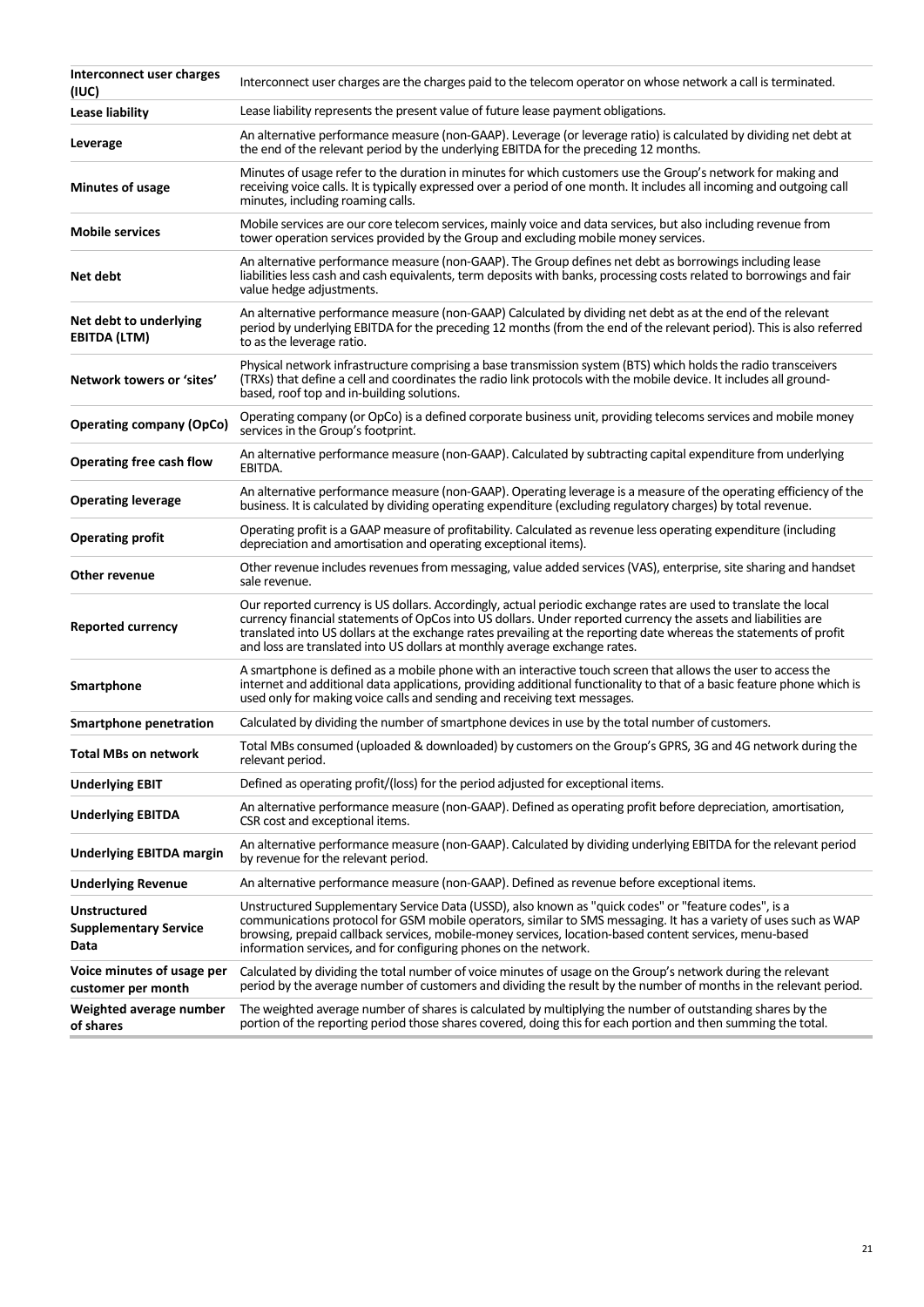| | |
|---|---|
| **Interconnect user charges (IUC)** | Interconnect user charges are the charges paid to the telecom operator on whose network a call is terminated. |
| **Lease liability** | Lease liability represents the present value of future lease payment obligations. |
| **Leverage** | An alternative performance measure (non-GAAP). Leverage (or leverage ratio) is calculated by dividing net debt at the end of the relevant period by the underlying EBITDA for the preceding 12 months. |
| **Minutes of usage** | Minutes of usage refer to the duration in minutes for which customers use the Group's network for making and receiving voice calls. It is typically expressed over a period of one month. It includes all incoming and outgoing call minutes, including roaming calls. |
| **Mobile services** | Mobile services are our core telecom services, mainly voice and data services, but also including revenue from tower operation services provided by the Group and excluding mobile money services. |
| **Net debt** | An alternative performance measure (non-GAAP). The Group defines net debt as borrowings including lease liabilities less cash and cash equivalents, term deposits with banks, processing costs related to borrowings and fair value hedge adjustments. |
| **Net debt to underlying EBITDA (LTM)** | An alternative performance measure (non-GAAP) Calculated by dividing net debt as at the end of the relevant period by underlying EBITDA for the preceding 12 months (from the end of the relevant period). This is also referred to as the leverage ratio. |
| **Network towers or 'sites'** | Physical network infrastructure comprising a base transmission system (BTS) which holds the radio transceivers (TRXs) that define a cell and coordinates the radio link protocols with the mobile device. It includes all ground-based, roof top and in-building solutions. |
| **Operating company (OpCo)** | Operating company (or OpCo) is a defined corporate business unit, providing telecoms services and mobile money services in the Group's footprint. |
| **Operating free cash flow** | An alternative performance measure (non-GAAP). Calculated by subtracting capital expenditure from underlying EBITDA. |
| **Operating leverage** | An alternative performance measure (non-GAAP). Operating leverage is a measure of the operating efficiency of the business. It is calculated by dividing operating expenditure (excluding regulatory charges) by total revenue. |
| **Operating profit** | Operating profit is a GAAP measure of profitability. Calculated as revenue less operating expenditure (including depreciation and amortisation and operating exceptional items). |
| **Other revenue** | Other revenue includes revenues from messaging, value added services (VAS), enterprise, site sharing and handset sale revenue. |
| **Reported currency** | Our reported currency is US dollars. Accordingly, actual periodic exchange rates are used to translate the local currency financial statements of OpCos into US dollars. Under reported currency the assets and liabilities are translated into US dollars at the exchange rates prevailing at the reporting date whereas the statements of profit and loss are translated into US dollars at monthly average exchange rates. |
| **Smartphone** | A smartphone is defined as a mobile phone with an interactive touch screen that allows the user to access the internet and additional data applications, providing additional functionality to that of a basic feature phone which is used only for making voice calls and sending and receiving text messages. |
| **Smartphone penetration** | Calculated by dividing the number of smartphone devices in use by the total number of customers. |
| **Total MBs on network** | Total MBs consumed (uploaded & downloaded) by customers on the Group's GPRS, 3G and 4G network during the relevant period. |
| **Underlying EBIT** | Defined as operating profit/(loss) for the period adjusted for exceptional items. |
| **Underlying EBITDA** | An alternative performance measure (non-GAAP). Defined as operating profit before depreciation, amortisation, CSR cost and exceptional items. |
| **Underlying EBITDA margin** | An alternative performance measure (non-GAAP). Calculated by dividing underlying EBITDA for the relevant period by revenue for the relevant period. |
| **Underlying Revenue** | An alternative performance measure (non-GAAP). Defined as revenue before exceptional items. |
| **Unstructured Supplementary Service Data** | Unstructured Supplementary Service Data (USSD), also known as "quick codes" or "feature codes", is a communications protocol for GSM mobile operators, similar to SMS messaging. It has a variety of uses such as WAP browsing, prepaid callback services, mobile-money services, location-based content services, menu-based information services, and for configuring phones on the network. |
| **Voice minutes of usage per customer per month** | Calculated by dividing the total number of voice minutes of usage on the Group's network during the relevant period by the average number of customers and dividing the result by the number of months in the relevant period. |
| **Weighted average number of shares** | The weighted average number of shares is calculated by multiplying the number of outstanding shares by the portion of the reporting period those shares covered, doing this for each portion and then summing the total. |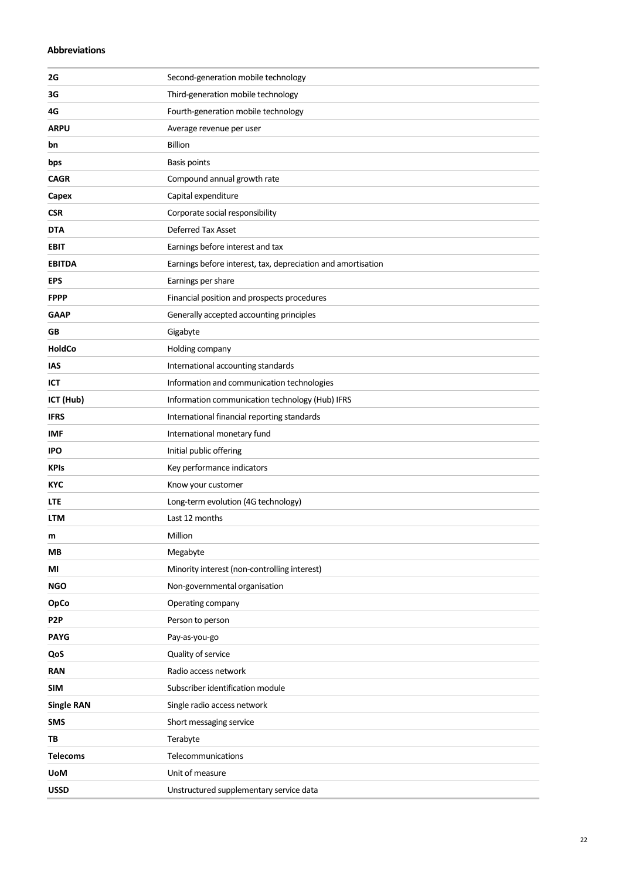**Abbreviations**

| | |
|---|---|
| **2G** | Second-generation mobile technology |
| **3G** | Third-generation mobile technology |
| **4G** | Fourth-generation mobile technology |
| **ARPU** | Average revenue per user |
| **bn** | Billion |
| **bps** | Basis points |
| **CAGR** | Compound annual growth rate |
| **Capex** | Capital expenditure |
| **CSR** | Corporate social responsibility |
| **DTA** | Deferred Tax Asset |
| **EBIT** | Earnings before interest and tax |
| **EBITDA** | Earnings before interest, tax, depreciation and amortisation |
| **EPS** | Earnings per share |
| **FPPP** | Financial position and prospects procedures |
| **GAAP** | Generally accepted accounting principles |
| **GB** | Gigabyte |
| **HoldCo** | Holding company |
| **IAS** | International accounting standards |
| **ICT** | Information and communication technologies |
| **ICT (Hub)** | Information communication technology (Hub) IFRS |
| **IFRS** | International financial reporting standards |
| **IMF** | International monetary fund |
| **IPO** | Initial public offering |
| **KPIs** | Key performance indicators |
| **KYC** | Know your customer |
| **LTE** | Long-term evolution (4G technology) |
| **LTM** | Last 12 months |
| **m** | Million |
| **MB** | Megabyte |
| **MI** | Minority interest (non-controlling interest) |
| **NGO** | Non-governmental organisation |
| **OpCo** | Operating company |
| **P2P** | Person to person |
| **PAYG** | Pay-as-you-go |
| **QoS** | Quality of service |
| **RAN** | Radio access network |
| **SIM** | Subscriber identification module |
| **Single RAN** | Single radio access network |
| **SMS** | Short messaging service |
| **TB** | Terabyte |
| **Telecoms** | Telecommunications |
| **UoM** | Unit of measure |
| **USSD** | Unstructured supplementary service data |